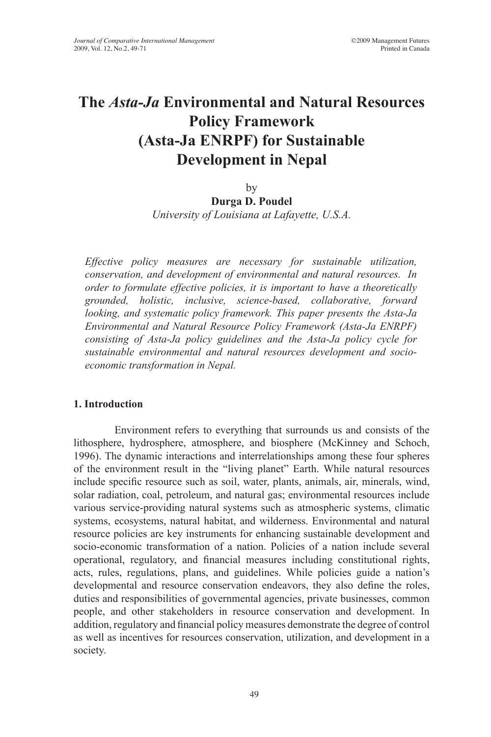# The *Asta-Ja* Environmental and Natural Resources Policy Framework (Asta-Ja ENRPF) for Sustainable Development in Nepal

by

**Durga D. Poudel**

*University of Louisiana at Lafayette, U.S.A.*

*Effective policy measures are necessary for sustainable utilization, conservation, and development of environmental and natural resources. In order to formulate effective policies, it is important to have a theoretically grounded, holistic, inclusive, science-based, collaborative, forward looking, and systematic policy framework. This paper presents the Asta-Ja Environmental and Natural Resource Policy Framework (Asta-Ja ENRPF) consisting of Asta-Ja policy guidelines and the Asta-Ja policy cycle for sustainable environmental and natural resources development and socio-economic transformation in Nepal.*

## 1. Introduction

Environment refers to everything that surrounds us and consists of the lithosphere, hydrosphere, atmosphere, and biosphere (McKinney and Schoch, 1996). The dynamic interactions and interrelationships among these four spheres of the environment result in the "living planet" Earth. While natural resources include specific resource such as soil, water, plants, animals, air, minerals, wind, solar radiation, coal, petroleum, and natural gas; environmental resources include various service-providing natural systems such as atmospheric systems, climatic systems, ecosystems, natural habitat, and wilderness. Environmental and natural resource policies are key instruments for enhancing sustainable development and socio-economic transformation of a nation. Policies of a nation include several operational, regulatory, and financial measures including constitutional rights, acts, rules, regulations, plans, and guidelines. While policies guide a nation's developmental and resource conservation endeavors, they also define the roles, duties and responsibilities of governmental agencies, private businesses, common people, and other stakeholders in resource conservation and development. In addition, regulatory and financial policy measures demonstrate the degree of control as well as incentives for resources conservation, utilization, and development in a society.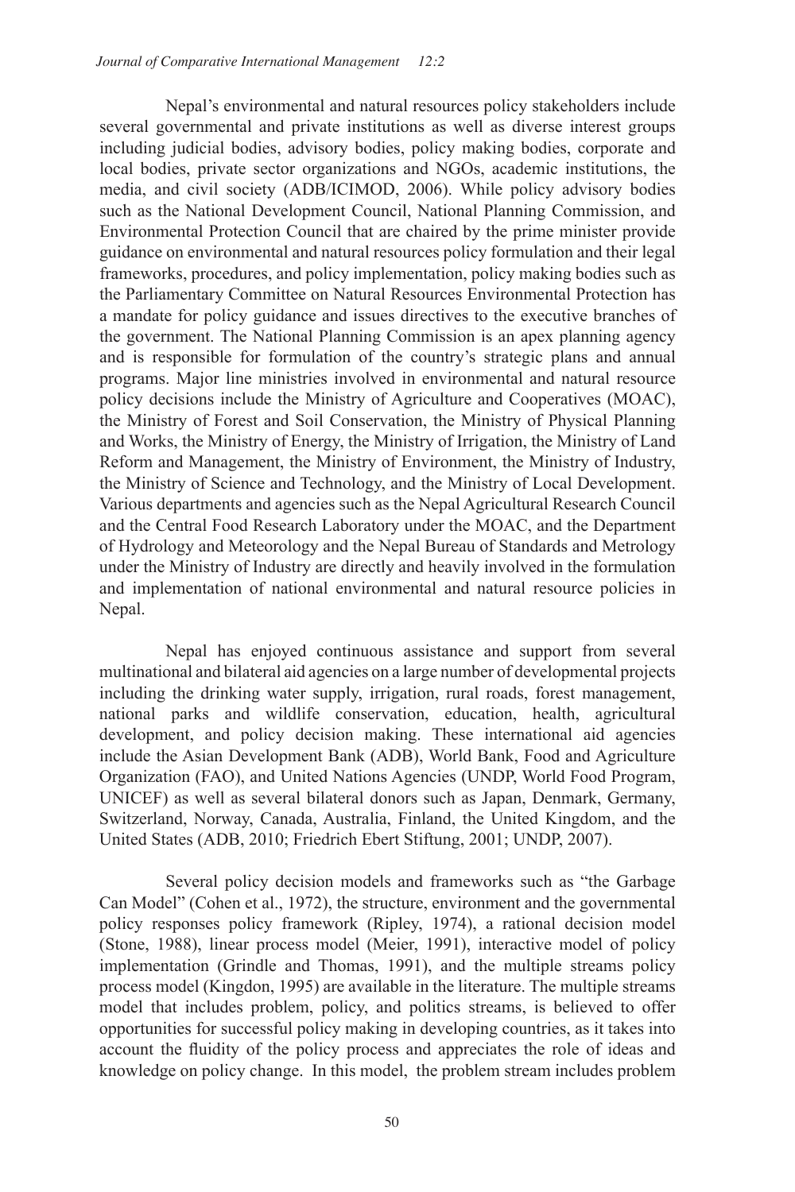Nepal's environmental and natural resources policy stakeholders include several governmental and private institutions as well as diverse interest groups including judicial bodies, advisory bodies, policy making bodies, corporate and local bodies, private sector organizations and NGOs, academic institutions, the media, and civil society (ADB/ICIMOD, 2006). While policy advisory bodies such as the National Development Council, National Planning Commission, and Environmental Protection Council that are chaired by the prime minister provide guidance on environmental and natural resources policy formulation and their legal frameworks, procedures, and policy implementation, policy making bodies such as the Parliamentary Committee on Natural Resources Environmental Protection has a mandate for policy guidance and issues directives to the executive branches of the government. The National Planning Commission is an apex planning agency and is responsible for formulation of the country's strategic plans and annual programs. Major line ministries involved in environmental and natural resource policy decisions include the Ministry of Agriculture and Cooperatives (MOAC), the Ministry of Forest and Soil Conservation, the Ministry of Physical Planning and Works, the Ministry of Energy, the Ministry of Irrigation, the Ministry of Land Reform and Management, the Ministry of Environment, the Ministry of Industry, the Ministry of Science and Technology, and the Ministry of Local Development. Various departments and agencies such as the Nepal Agricultural Research Council and the Central Food Research Laboratory under the MOAC, and the Department of Hydrology and Meteorology and the Nepal Bureau of Standards and Metrology under the Ministry of Industry are directly and heavily involved in the formulation and implementation of national environmental and natural resource policies in Nepal.

Nepal has enjoyed continuous assistance and support from several multinational and bilateral aid agencies on a large number of developmental projects including the drinking water supply, irrigation, rural roads, forest management, national parks and wildlife conservation, education, health, agricultural development, and policy decision making. These international aid agencies include the Asian Development Bank (ADB), World Bank, Food and Agriculture Organization (FAO), and United Nations Agencies (UNDP, World Food Program, UNICEF) as well as several bilateral donors such as Japan, Denmark, Germany, Switzerland, Norway, Canada, Australia, Finland, the United Kingdom, and the United States (ADB, 2010; Friedrich Ebert Stiftung, 2001; UNDP, 2007).

Several policy decision models and frameworks such as "the Garbage Can Model" (Cohen et al., 1972), the structure, environment and the governmental policy responses policy framework (Ripley, 1974), a rational decision model (Stone, 1988), linear process model (Meier, 1991), interactive model of policy implementation (Grindle and Thomas, 1991), and the multiple streams policy process model (Kingdon, 1995) are available in the literature. The multiple streams model that includes problem, policy, and politics streams, is believed to offer opportunities for successful policy making in developing countries, as it takes into account the fluidity of the policy process and appreciates the role of ideas and knowledge on policy change. In this model, the problem stream includes problem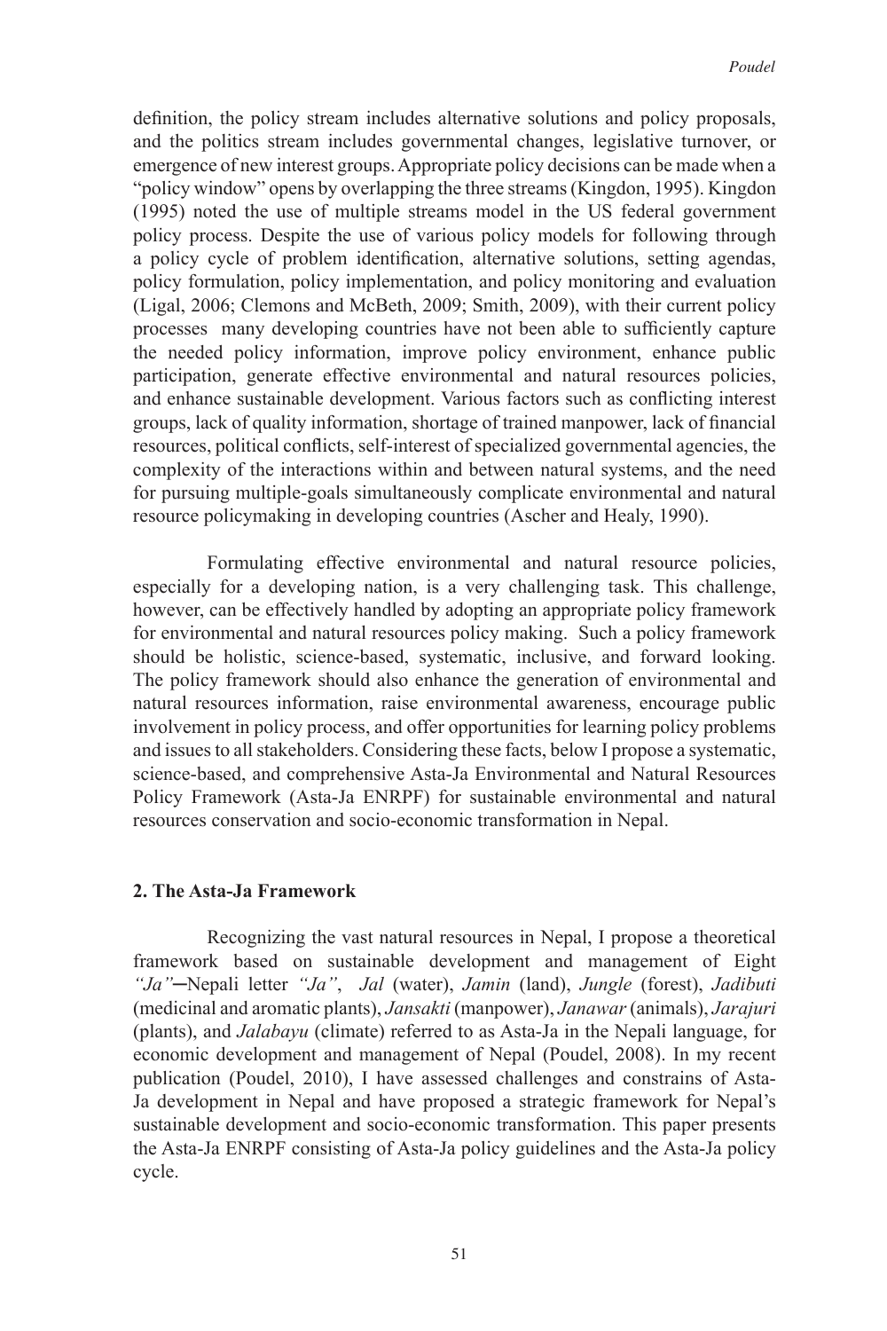definition, the policy stream includes alternative solutions and policy proposals, and the politics stream includes governmental changes, legislative turnover, or emergence of new interest groups. Appropriate policy decisions can be made when a "policy window" opens by overlapping the three streams (Kingdon, 1995). Kingdon (1995) noted the use of multiple streams model in the US federal government policy process. Despite the use of various policy models for following through a policy cycle of problem identification, alternative solutions, setting agendas, policy formulation, policy implementation, and policy monitoring and evaluation (Ligal, 2006; Clemons and McBeth, 2009; Smith, 2009), with their current policy processes many developing countries have not been able to sufficiently capture the needed policy information, improve policy environment, enhance public participation, generate effective environmental and natural resources policies, and enhance sustainable development. Various factors such as conflicting interest groups, lack of quality information, shortage of trained manpower, lack of financial resources, political conflicts, self-interest of specialized governmental agencies, the complexity of the interactions within and between natural systems, and the need for pursuing multiple-goals simultaneously complicate environmental and natural resource policymaking in developing countries (Ascher and Healy, 1990).

Formulating effective environmental and natural resource policies, especially for a developing nation, is a very challenging task. This challenge, however, can be effectively handled by adopting an appropriate policy framework for environmental and natural resources policy making. Such a policy framework should be holistic, science-based, systematic, inclusive, and forward looking. The policy framework should also enhance the generation of environmental and natural resources information, raise environmental awareness, encourage public involvement in policy process, and offer opportunities for learning policy problems and issues to all stakeholders. Considering these facts, below I propose a systematic, science-based, and comprehensive Asta-Ja Environmental and Natural Resources Policy Framework (Asta-Ja ENRPF) for sustainable environmental and natural resources conservation and socio-economic transformation in Nepal.

## 2. The Asta-Ja Framework

Recognizing the vast natural resources in Nepal, I propose a theoretical framework based on sustainable development and management of Eight *"Ja"*─Nepali letter *"Ja"*, *Jal* (water), *Jamin* (land), *Jungle* (forest), *Jadibuti* (medicinal and aromatic plants), *Jansakti* (manpower), *Janawar* (animals), *Jarajuri* (plants), and *Jalabayu* (climate) referred to as Asta-Ja in the Nepali language, for economic development and management of Nepal (Poudel, 2008). In my recent publication (Poudel, 2010), I have assessed challenges and constrains of Asta-Ja development in Nepal and have proposed a strategic framework for Nepal's sustainable development and socio-economic transformation. This paper presents the Asta-Ja ENRPF consisting of Asta-Ja policy guidelines and the Asta-Ja policy cycle.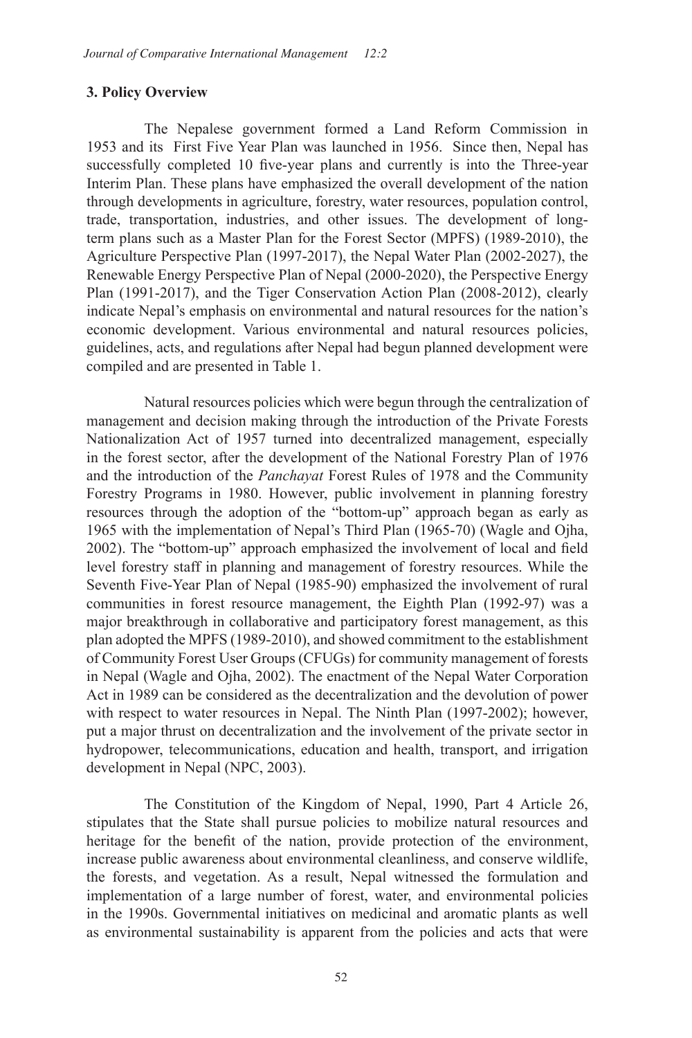## 3. Policy Overview

The Nepalese government formed a Land Reform Commission in 1953 and its First Five Year Plan was launched in 1956. Since then, Nepal has successfully completed 10 five-year plans and currently is into the Three-year Interim Plan. These plans have emphasized the overall development of the nation through developments in agriculture, forestry, water resources, population control, trade, transportation, industries, and other issues. The development of long-term plans such as a Master Plan for the Forest Sector (MPFS) (1989-2010), the Agriculture Perspective Plan (1997-2017), the Nepal Water Plan (2002-2027), the Renewable Energy Perspective Plan of Nepal (2000-2020), the Perspective Energy Plan (1991-2017), and the Tiger Conservation Action Plan (2008-2012), clearly indicate Nepal's emphasis on environmental and natural resources for the nation's economic development. Various environmental and natural resources policies, guidelines, acts, and regulations after Nepal had begun planned development were compiled and are presented in Table 1.

Natural resources policies which were begun through the centralization of management and decision making through the introduction of the Private Forests Nationalization Act of 1957 turned into decentralized management, especially in the forest sector, after the development of the National Forestry Plan of 1976 and the introduction of the *Panchayat* Forest Rules of 1978 and the Community Forestry Programs in 1980. However, public involvement in planning forestry resources through the adoption of the "bottom-up" approach began as early as 1965 with the implementation of Nepal's Third Plan (1965-70) (Wagle and Ojha, 2002). The "bottom-up" approach emphasized the involvement of local and field level forestry staff in planning and management of forestry resources. While the Seventh Five-Year Plan of Nepal (1985-90) emphasized the involvement of rural communities in forest resource management, the Eighth Plan (1992-97) was a major breakthrough in collaborative and participatory forest management, as this plan adopted the MPFS (1989-2010), and showed commitment to the establishment of Community Forest User Groups (CFUGs) for community management of forests in Nepal (Wagle and Ojha, 2002). The enactment of the Nepal Water Corporation Act in 1989 can be considered as the decentralization and the devolution of power with respect to water resources in Nepal. The Ninth Plan (1997-2002); however, put a major thrust on decentralization and the involvement of the private sector in hydropower, telecommunications, education and health, transport, and irrigation development in Nepal (NPC, 2003).

The Constitution of the Kingdom of Nepal, 1990, Part 4 Article 26, stipulates that the State shall pursue policies to mobilize natural resources and heritage for the benefit of the nation, provide protection of the environment, increase public awareness about environmental cleanliness, and conserve wildlife, the forests, and vegetation. As a result, Nepal witnessed the formulation and implementation of a large number of forest, water, and environmental policies in the 1990s. Governmental initiatives on medicinal and aromatic plants as well as environmental sustainability is apparent from the policies and acts that were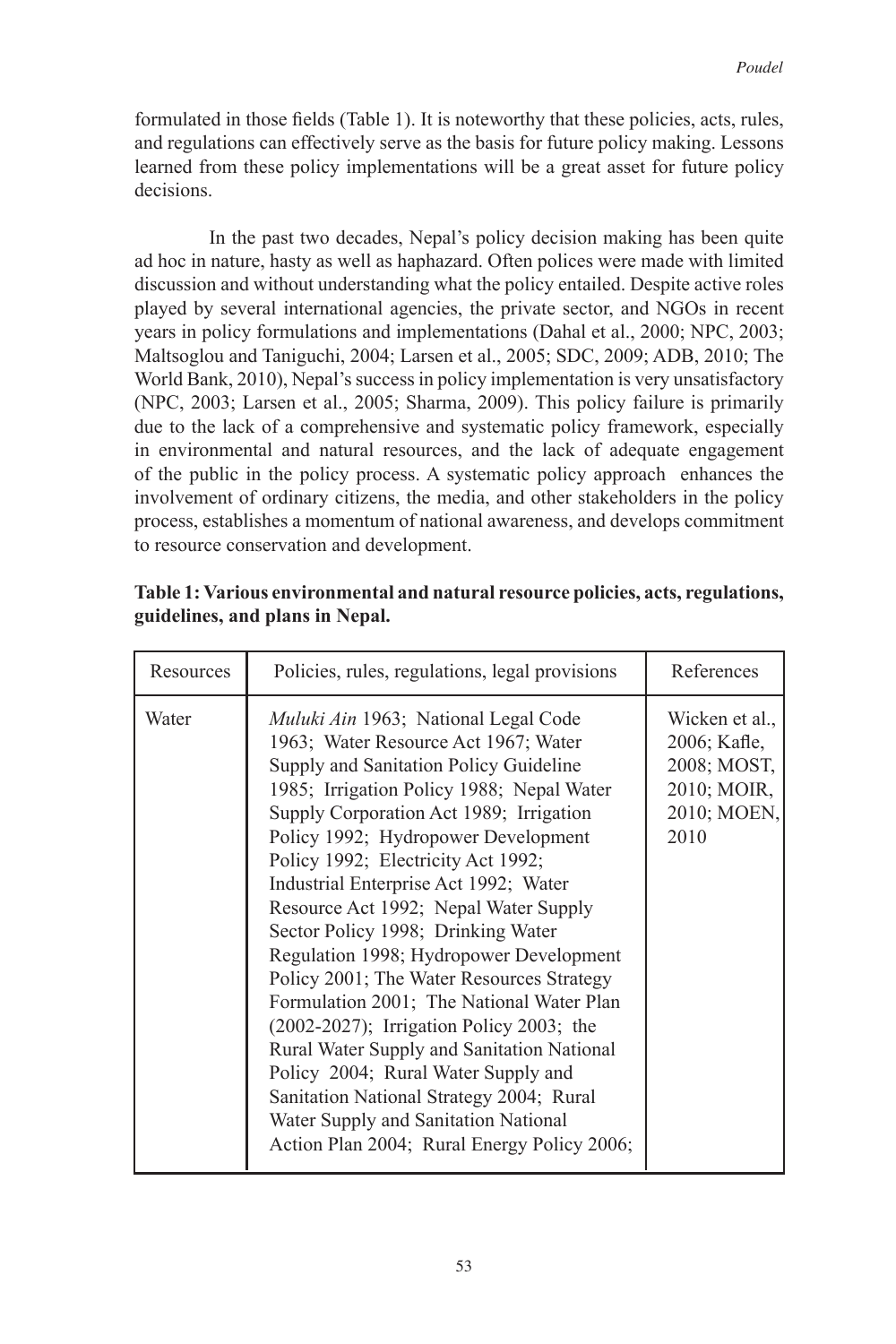formulated in those fields (Table 1). It is noteworthy that these policies, acts, rules, and regulations can effectively serve as the basis for future policy making. Lessons learned from these policy implementations will be a great asset for future policy decisions.

In the past two decades, Nepal's policy decision making has been quite ad hoc in nature, hasty as well as haphazard. Often polices were made with limited discussion and without understanding what the policy entailed. Despite active roles played by several international agencies, the private sector, and NGOs in recent years in policy formulations and implementations (Dahal et al., 2000; NPC, 2003; Maltsoglou and Taniguchi, 2004; Larsen et al., 2005; SDC, 2009; ADB, 2010; The World Bank, 2010), Nepal's success in policy implementation is very unsatisfactory (NPC, 2003; Larsen et al., 2005; Sharma, 2009). This policy failure is primarily due to the lack of a comprehensive and systematic policy framework, especially in environmental and natural resources, and the lack of adequate engagement of the public in the policy process. A systematic policy approach enhances the involvement of ordinary citizens, the media, and other stakeholders in the policy process, establishes a momentum of national awareness, and develops commitment to resource conservation and development.

**Table 1: Various environmental and natural resource policies, acts, regulations, guidelines, and plans in Nepal.**

| Resources | Policies, rules, regulations, legal provisions | References |
|---|---|---|
| Water | *Muluki Ain* 1963; National Legal Code 1963; Water Resource Act 1967; Water Supply and Sanitation Policy Guideline 1985; Irrigation Policy 1988; Nepal Water Supply Corporation Act 1989; Irrigation Policy 1992; Hydropower Development Policy 1992; Electricity Act 1992; Industrial Enterprise Act 1992; Water Resource Act 1992; Nepal Water Supply Sector Policy 1998; Drinking Water Regulation 1998; Hydropower Development Policy 2001; The Water Resources Strategy Formulation 2001; The National Water Plan (2002-2027); Irrigation Policy 2003; the Rural Water Supply and Sanitation National Policy 2004; Rural Water Supply and Sanitation National Strategy 2004; Rural Water Supply and Sanitation National Action Plan 2004; Rural Energy Policy 2006; | Wicken et al., 2006; Kafle, 2008; MOST, 2010; MOIR, 2010; MOEN, 2010 |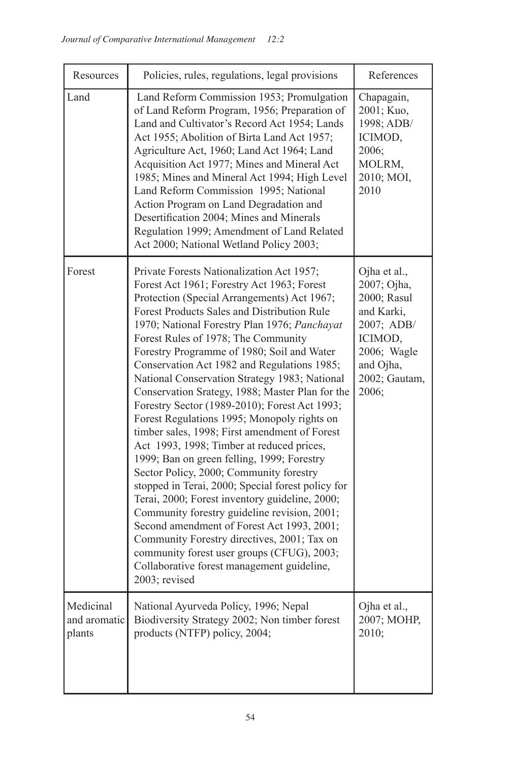| Resources | Policies, rules, regulations, legal provisions | References |
|---|---|---|
| Land | Land Reform Commission 1953; Promulgation of Land Reform Program, 1956; Preparation of Land and Cultivator's Record Act 1954; Lands Act 1955; Abolition of Birta Land Act 1957; Agriculture Act, 1960; Land Act 1964; Land Acquisition Act 1977; Mines and Mineral Act 1985; Mines and Mineral Act 1994; High Level Land Reform Commission 1995; National Action Program on Land Degradation and Desertification 2004; Mines and Minerals Regulation 1999; Amendment of Land Related Act 2000; National Wetland Policy 2003; | Chapagain, 2001; Kuo, 1998; ADB/ICIMOD, 2006; MOLRM, 2010; MOI, 2010 |
| Forest | Private Forests Nationalization Act 1957; Forest Act 1961; Forestry Act 1963; Forest Protection (Special Arrangements) Act 1967; Forest Products Sales and Distribution Rule 1970; National Forestry Plan 1976; *Panchayat* Forest Rules of 1978; The Community Forestry Programme of 1980; Soil and Water Conservation Act 1982 and Regulations 1985; National Conservation Strategy 1983; National Conservation Srategy, 1988; Master Plan for the Forestry Sector (1989-2010); Forest Act 1993; Forest Regulations 1995; Monopoly rights on timber sales, 1998; First amendment of Forest Act 1993, 1998; Timber at reduced prices, 1999; Ban on green felling, 1999; Forestry Sector Policy, 2000; Community forestry stopped in Terai, 2000; Special forest policy for Terai, 2000; Forest inventory guideline, 2000; Community forestry guideline revision, 2001; Second amendment of Forest Act 1993, 2001; Community Forestry directives, 2001; Tax on community forest user groups (CFUG), 2003; Collaborative forest management guideline, 2003; revised | Ojha et al., 2007; Ojha, 2000; Rasul and Karki, 2007; ADB/ICIMOD, 2006; Wagle and Ojha, 2002; Gautam, 2006; |
| Medicinal and aromatic plants | National Ayurveda Policy, 1996; Nepal Biodiversity Strategy 2002; Non timber forest products (NTFP) policy, 2004; | Ojha et al., 2007; MOHP, 2010; |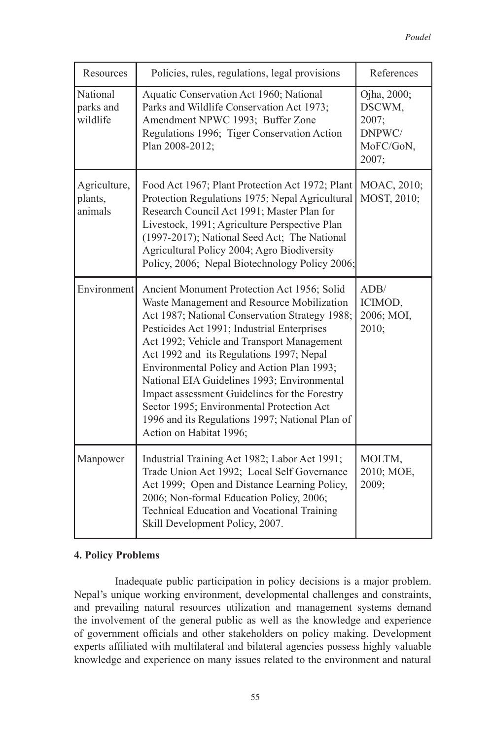| Resources | Policies, rules, regulations, legal provisions | References |
|---|---|---|
| National parks and wildlife | Aquatic Conservation Act 1960; National Parks and Wildlife Conservation Act 1973; Amendment NPWC 1993; Buffer Zone Regulations 1996; Tiger Conservation Action Plan 2008-2012; | Ojha, 2000; DSCWM, 2007; DNPWC/ MoFC/GoN, 2007; |
| Agriculture, plants, animals | Food Act 1967; Plant Protection Act 1972; Plant Protection Regulations 1975; Nepal Agricultural Research Council Act 1991; Master Plan for Livestock, 1991; Agriculture Perspective Plan (1997-2017); National Seed Act; The National Agricultural Policy 2004; Agro Biodiversity Policy, 2006; Nepal Biotechnology Policy 2006; | MOAC, 2010; MOST, 2010; |
| Environment | Ancient Monument Protection Act 1956; Solid Waste Management and Resource Mobilization Act 1987; National Conservation Strategy 1988; Pesticides Act 1991; Industrial Enterprises Act 1992; Vehicle and Transport Management Act 1992 and its Regulations 1997; Nepal Environmental Policy and Action Plan 1993; National EIA Guidelines 1993; Environmental Impact assessment Guidelines for the Forestry Sector 1995; Environmental Protection Act 1996 and its Regulations 1997; National Plan of Action on Habitat 1996; | ADB/ ICIMOD, 2006; MOI, 2010; |
| Manpower | Industrial Training Act 1982; Labor Act 1991; Trade Union Act 1992; Local Self Governance Act 1999; Open and Distance Learning Policy, 2006; Non-formal Education Policy, 2006; Technical Education and Vocational Training Skill Development Policy, 2007. | MOLTM, 2010; MOE, 2009; |

## 4. Policy Problems

Inadequate public participation in policy decisions is a major problem. Nepal's unique working environment, developmental challenges and constraints, and prevailing natural resources utilization and management systems demand the involvement of the general public as well as the knowledge and experience of government officials and other stakeholders on policy making. Development experts affiliated with multilateral and bilateral agencies possess highly valuable knowledge and experience on many issues related to the environment and natural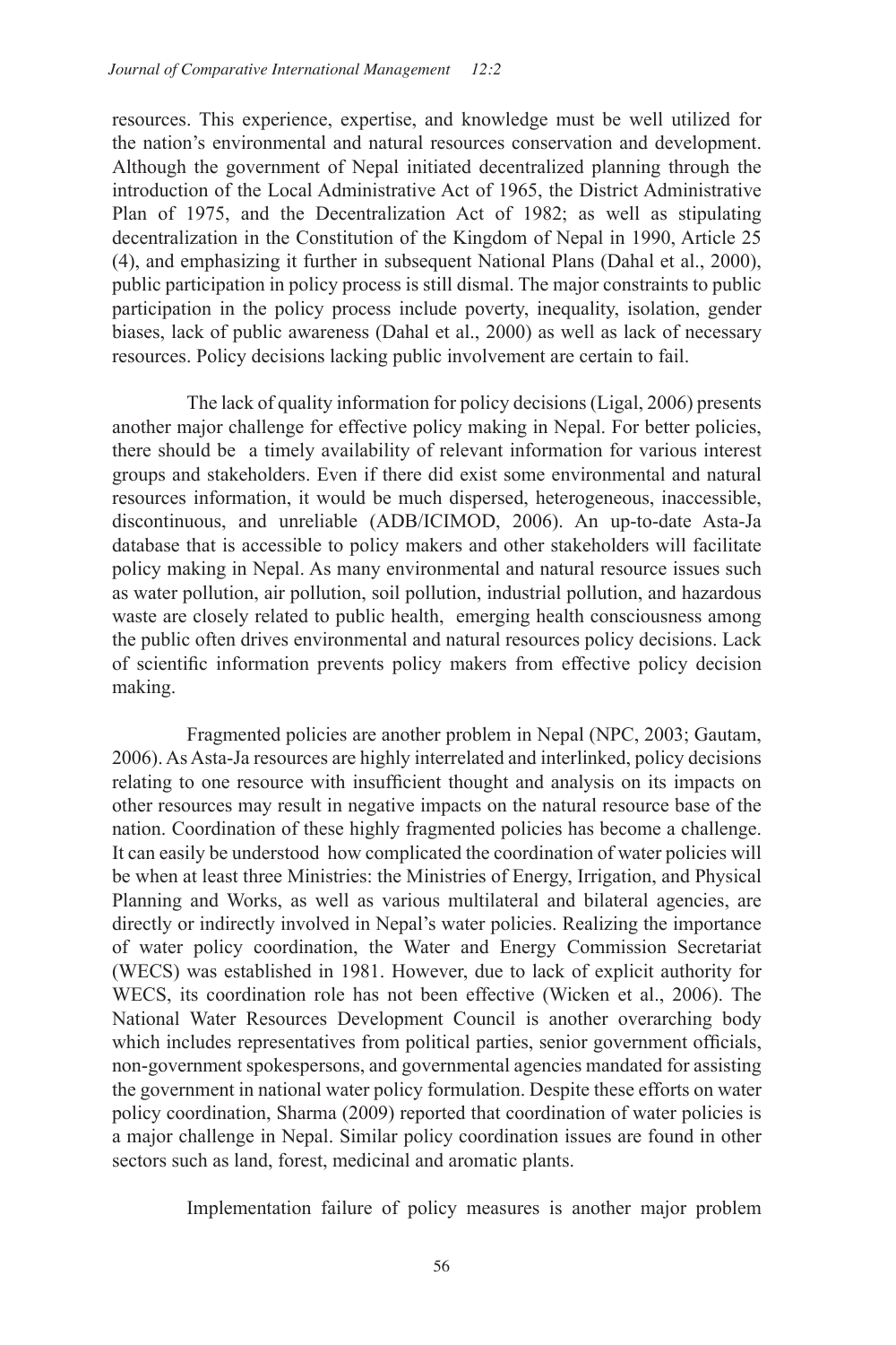resources. This experience, expertise, and knowledge must be well utilized for the nation's environmental and natural resources conservation and development. Although the government of Nepal initiated decentralized planning through the introduction of the Local Administrative Act of 1965, the District Administrative Plan of 1975, and the Decentralization Act of 1982; as well as stipulating decentralization in the Constitution of the Kingdom of Nepal in 1990, Article 25 (4), and emphasizing it further in subsequent National Plans (Dahal et al., 2000), public participation in policy process is still dismal. The major constraints to public participation in the policy process include poverty, inequality, isolation, gender biases, lack of public awareness (Dahal et al., 2000) as well as lack of necessary resources. Policy decisions lacking public involvement are certain to fail.

The lack of quality information for policy decisions (Ligal, 2006) presents another major challenge for effective policy making in Nepal. For better policies, there should be a timely availability of relevant information for various interest groups and stakeholders. Even if there did exist some environmental and natural resources information, it would be much dispersed, heterogeneous, inaccessible, discontinuous, and unreliable (ADB/ICIMOD, 2006). An up-to-date Asta-Ja database that is accessible to policy makers and other stakeholders will facilitate policy making in Nepal. As many environmental and natural resource issues such as water pollution, air pollution, soil pollution, industrial pollution, and hazardous waste are closely related to public health, emerging health consciousness among the public often drives environmental and natural resources policy decisions. Lack of scientific information prevents policy makers from effective policy decision making.

Fragmented policies are another problem in Nepal (NPC, 2003; Gautam, 2006). As Asta-Ja resources are highly interrelated and interlinked, policy decisions relating to one resource with insufficient thought and analysis on its impacts on other resources may result in negative impacts on the natural resource base of the nation. Coordination of these highly fragmented policies has become a challenge. It can easily be understood how complicated the coordination of water policies will be when at least three Ministries: the Ministries of Energy, Irrigation, and Physical Planning and Works, as well as various multilateral and bilateral agencies, are directly or indirectly involved in Nepal's water policies. Realizing the importance of water policy coordination, the Water and Energy Commission Secretariat (WECS) was established in 1981. However, due to lack of explicit authority for WECS, its coordination role has not been effective (Wicken et al., 2006). The National Water Resources Development Council is another overarching body which includes representatives from political parties, senior government officials, non-government spokespersons, and governmental agencies mandated for assisting the government in national water policy formulation. Despite these efforts on water policy coordination, Sharma (2009) reported that coordination of water policies is a major challenge in Nepal. Similar policy coordination issues are found in other sectors such as land, forest, medicinal and aromatic plants.

Implementation failure of policy measures is another major problem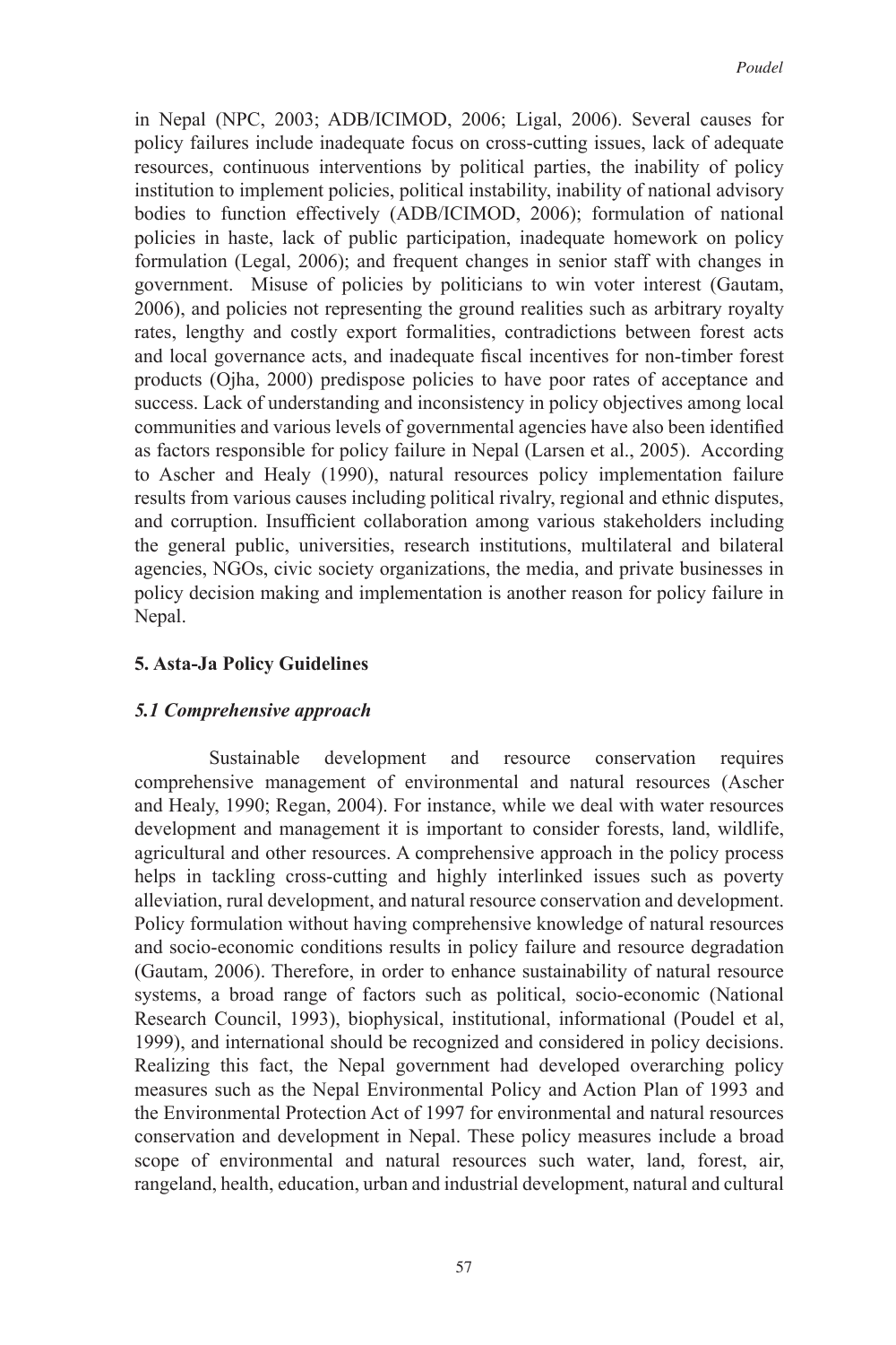in Nepal (NPC, 2003; ADB/ICIMOD, 2006; Ligal, 2006). Several causes for policy failures include inadequate focus on cross-cutting issues, lack of adequate resources, continuous interventions by political parties, the inability of policy institution to implement policies, political instability, inability of national advisory bodies to function effectively (ADB/ICIMOD, 2006); formulation of national policies in haste, lack of public participation, inadequate homework on policy formulation (Legal, 2006); and frequent changes in senior staff with changes in government. Misuse of policies by politicians to win voter interest (Gautam, 2006), and policies not representing the ground realities such as arbitrary royalty rates, lengthy and costly export formalities, contradictions between forest acts and local governance acts, and inadequate fiscal incentives for non-timber forest products (Ojha, 2000) predispose policies to have poor rates of acceptance and success. Lack of understanding and inconsistency in policy objectives among local communities and various levels of governmental agencies have also been identified as factors responsible for policy failure in Nepal (Larsen et al., 2005). According to Ascher and Healy (1990), natural resources policy implementation failure results from various causes including political rivalry, regional and ethnic disputes, and corruption. Insufficient collaboration among various stakeholders including the general public, universities, research institutions, multilateral and bilateral agencies, NGOs, civic society organizations, the media, and private businesses in policy decision making and implementation is another reason for policy failure in Nepal.

## 5. Asta-Ja Policy Guidelines

### *5.1 Comprehensive approach*

Sustainable development and resource conservation requires comprehensive management of environmental and natural resources (Ascher and Healy, 1990; Regan, 2004). For instance, while we deal with water resources development and management it is important to consider forests, land, wildlife, agricultural and other resources. A comprehensive approach in the policy process helps in tackling cross-cutting and highly interlinked issues such as poverty alleviation, rural development, and natural resource conservation and development. Policy formulation without having comprehensive knowledge of natural resources and socio-economic conditions results in policy failure and resource degradation (Gautam, 2006). Therefore, in order to enhance sustainability of natural resource systems, a broad range of factors such as political, socio-economic (National Research Council, 1993), biophysical, institutional, informational (Poudel et al, 1999), and international should be recognized and considered in policy decisions. Realizing this fact, the Nepal government had developed overarching policy measures such as the Nepal Environmental Policy and Action Plan of 1993 and the Environmental Protection Act of 1997 for environmental and natural resources conservation and development in Nepal. These policy measures include a broad scope of environmental and natural resources such water, land, forest, air, rangeland, health, education, urban and industrial development, natural and cultural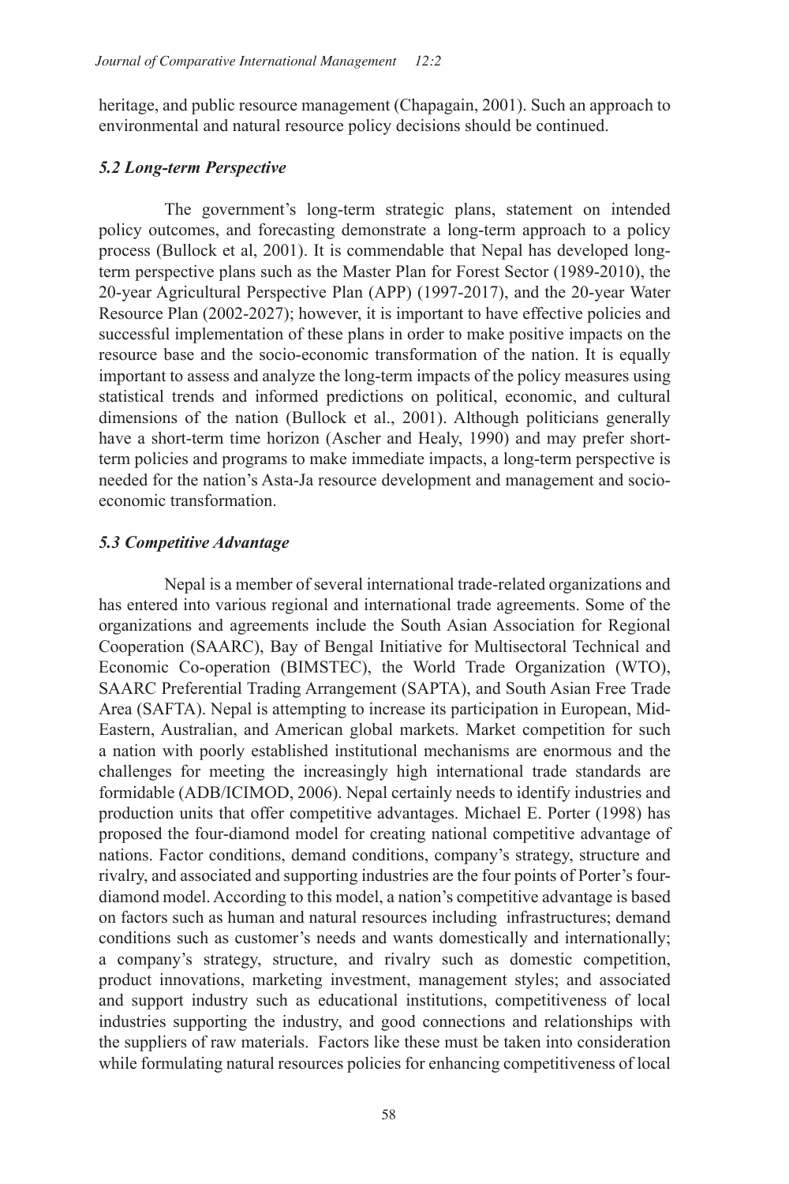heritage, and public resource management (Chapagain, 2001). Such an approach to environmental and natural resource policy decisions should be continued.

### *5.2 Long-term Perspective*

The government's long-term strategic plans, statement on intended policy outcomes, and forecasting demonstrate a long-term approach to a policy process (Bullock et al, 2001). It is commendable that Nepal has developed long-term perspective plans such as the Master Plan for Forest Sector (1989-2010), the 20-year Agricultural Perspective Plan (APP) (1997-2017), and the 20-year Water Resource Plan (2002-2027); however, it is important to have effective policies and successful implementation of these plans in order to make positive impacts on the resource base and the socio-economic transformation of the nation. It is equally important to assess and analyze the long-term impacts of the policy measures using statistical trends and informed predictions on political, economic, and cultural dimensions of the nation (Bullock et al., 2001). Although politicians generally have a short-term time horizon (Ascher and Healy, 1990) and may prefer short-term policies and programs to make immediate impacts, a long-term perspective is needed for the nation's Asta-Ja resource development and management and socio-economic transformation.

### *5.3 Competitive Advantage*

Nepal is a member of several international trade-related organizations and has entered into various regional and international trade agreements. Some of the organizations and agreements include the South Asian Association for Regional Cooperation (SAARC), Bay of Bengal Initiative for Multisectoral Technical and Economic Co-operation (BIMSTEC), the World Trade Organization (WTO), SAARC Preferential Trading Arrangement (SAPTA), and South Asian Free Trade Area (SAFTA). Nepal is attempting to increase its participation in European, Mid-Eastern, Australian, and American global markets. Market competition for such a nation with poorly established institutional mechanisms are enormous and the challenges for meeting the increasingly high international trade standards are formidable (ADB/ICIMOD, 2006). Nepal certainly needs to identify industries and production units that offer competitive advantages. Michael E. Porter (1998) has proposed the four-diamond model for creating national competitive advantage of nations. Factor conditions, demand conditions, company's strategy, structure and rivalry, and associated and supporting industries are the four points of Porter's four-diamond model. According to this model, a nation's competitive advantage is based on factors such as human and natural resources including infrastructures; demand conditions such as customer's needs and wants domestically and internationally; a company's strategy, structure, and rivalry such as domestic competition, product innovations, marketing investment, management styles; and associated and support industry such as educational institutions, competitiveness of local industries supporting the industry, and good connections and relationships with the suppliers of raw materials. Factors like these must be taken into consideration while formulating natural resources policies for enhancing competitiveness of local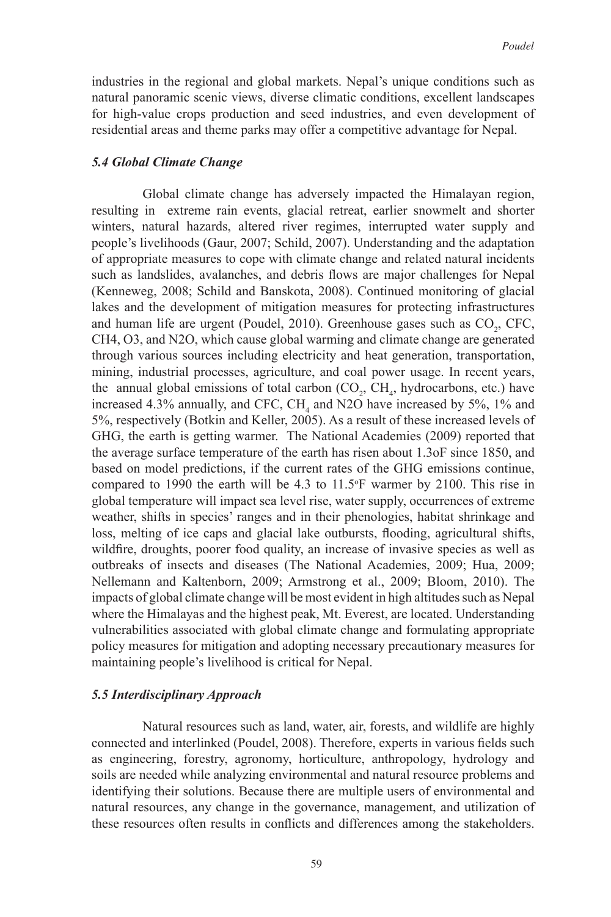industries in the regional and global markets. Nepal's unique conditions such as natural panoramic scenic views, diverse climatic conditions, excellent landscapes for high-value crops production and seed industries, and even development of residential areas and theme parks may offer a competitive advantage for Nepal.

### *5.4 Global Climate Change*

Global climate change has adversely impacted the Himalayan region, resulting in extreme rain events, glacial retreat, earlier snowmelt and shorter winters, natural hazards, altered river regimes, interrupted water supply and people's livelihoods (Gaur, 2007; Schild, 2007). Understanding and the adaptation of appropriate measures to cope with climate change and related natural incidents such as landslides, avalanches, and debris flows are major challenges for Nepal (Kenneweg, 2008; Schild and Banskota, 2008). Continued monitoring of glacial lakes and the development of mitigation measures for protecting infrastructures and human life are urgent (Poudel, 2010). Greenhouse gases such as $CO_2$, CFC, CH4, O3, and N2O, which cause global warming and climate change are generated through various sources including electricity and heat generation, transportation, mining, industrial processes, agriculture, and coal power usage. In recent years, the annual global emissions of total carbon ($CO_2$, $CH_4$, hydrocarbons, etc.) have increased 4.3% annually, and CFC, $CH_4$ and N2O have increased by 5%, 1% and 5%, respectively (Botkin and Keller, 2005). As a result of these increased levels of GHG, the earth is getting warmer. The National Academies (2009) reported that the average surface temperature of the earth has risen about 1.3oF since 1850, and based on model predictions, if the current rates of the GHG emissions continue, compared to 1990 the earth will be 4.3 to 11.5$^{o}$F warmer by 2100. This rise in global temperature will impact sea level rise, water supply, occurrences of extreme weather, shifts in species' ranges and in their phenologies, habitat shrinkage and loss, melting of ice caps and glacial lake outbursts, flooding, agricultural shifts, wildfire, droughts, poorer food quality, an increase of invasive species as well as outbreaks of insects and diseases (The National Academies, 2009; Hua, 2009; Nellemann and Kaltenborn, 2009; Armstrong et al., 2009; Bloom, 2010). The impacts of global climate change will be most evident in high altitudes such as Nepal where the Himalayas and the highest peak, Mt. Everest, are located. Understanding vulnerabilities associated with global climate change and formulating appropriate policy measures for mitigation and adopting necessary precautionary measures for maintaining people's livelihood is critical for Nepal.

### *5.5 Interdisciplinary Approach*

Natural resources such as land, water, air, forests, and wildlife are highly connected and interlinked (Poudel, 2008). Therefore, experts in various fields such as engineering, forestry, agronomy, horticulture, anthropology, hydrology and soils are needed while analyzing environmental and natural resource problems and identifying their solutions. Because there are multiple users of environmental and natural resources, any change in the governance, management, and utilization of these resources often results in conflicts and differences among the stakeholders.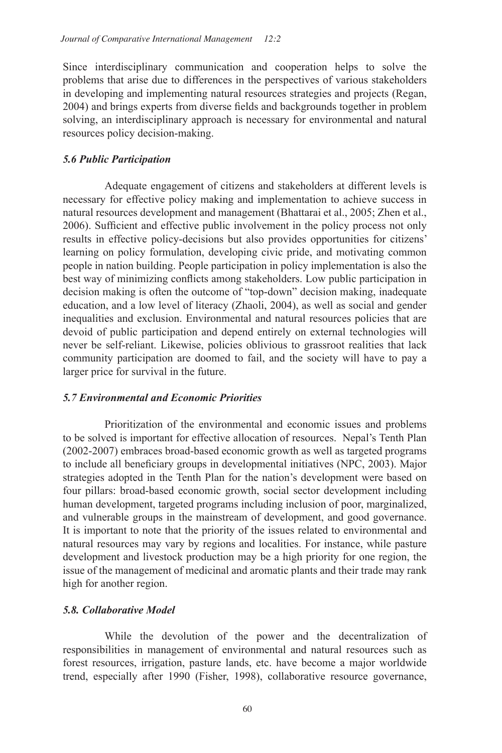Since interdisciplinary communication and cooperation helps to solve the problems that arise due to differences in the perspectives of various stakeholders in developing and implementing natural resources strategies and projects (Regan, 2004) and brings experts from diverse fields and backgrounds together in problem solving, an interdisciplinary approach is necessary for environmental and natural resources policy decision-making.

### *5.6 Public Participation*

Adequate engagement of citizens and stakeholders at different levels is necessary for effective policy making and implementation to achieve success in natural resources development and management (Bhattarai et al., 2005; Zhen et al., 2006). Sufficient and effective public involvement in the policy process not only results in effective policy-decisions but also provides opportunities for citizens' learning on policy formulation, developing civic pride, and motivating common people in nation building. People participation in policy implementation is also the best way of minimizing conflicts among stakeholders. Low public participation in decision making is often the outcome of "top-down" decision making, inadequate education, and a low level of literacy (Zhaoli, 2004), as well as social and gender inequalities and exclusion. Environmental and natural resources policies that are devoid of public participation and depend entirely on external technologies will never be self-reliant. Likewise, policies oblivious to grassroot realities that lack community participation are doomed to fail, and the society will have to pay a larger price for survival in the future.

### *5.7 Environmental and Economic Priorities*

Prioritization of the environmental and economic issues and problems to be solved is important for effective allocation of resources. Nepal's Tenth Plan (2002-2007) embraces broad-based economic growth as well as targeted programs to include all beneficiary groups in developmental initiatives (NPC, 2003). Major strategies adopted in the Tenth Plan for the nation's development were based on four pillars: broad-based economic growth, social sector development including human development, targeted programs including inclusion of poor, marginalized, and vulnerable groups in the mainstream of development, and good governance. It is important to note that the priority of the issues related to environmental and natural resources may vary by regions and localities. For instance, while pasture development and livestock production may be a high priority for one region, the issue of the management of medicinal and aromatic plants and their trade may rank high for another region.

### *5.8. Collaborative Model*

While the devolution of the power and the decentralization of responsibilities in management of environmental and natural resources such as forest resources, irrigation, pasture lands, etc. have become a major worldwide trend, especially after 1990 (Fisher, 1998), collaborative resource governance,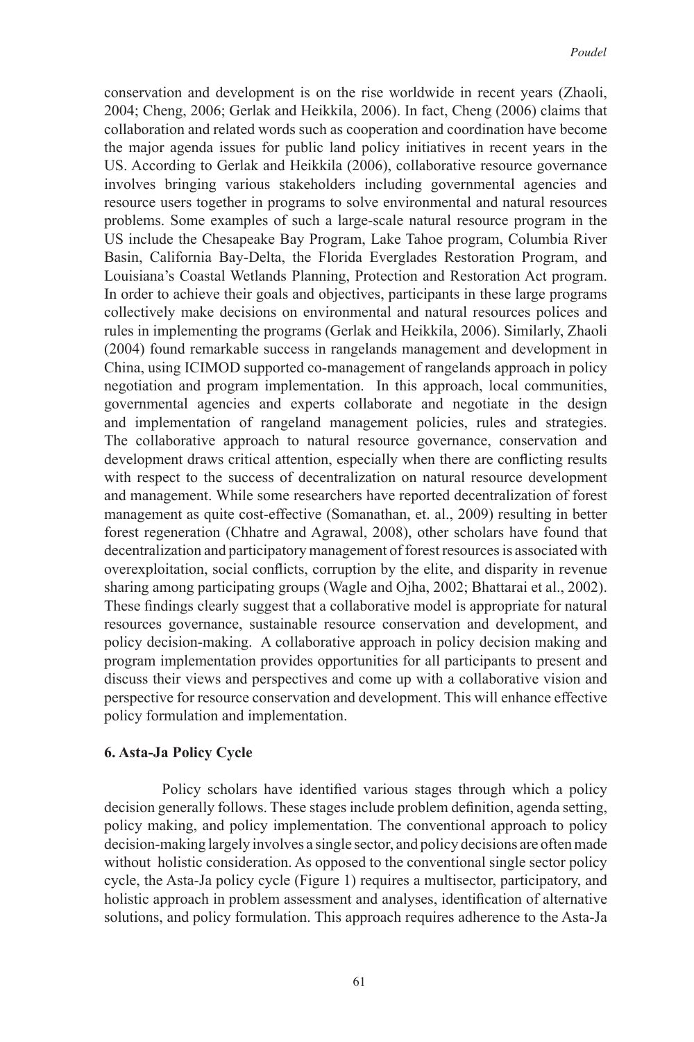conservation and development is on the rise worldwide in recent years (Zhaoli, 2004; Cheng, 2006; Gerlak and Heikkila, 2006). In fact, Cheng (2006) claims that collaboration and related words such as cooperation and coordination have become the major agenda issues for public land policy initiatives in recent years in the US. According to Gerlak and Heikkila (2006), collaborative resource governance involves bringing various stakeholders including governmental agencies and resource users together in programs to solve environmental and natural resources problems. Some examples of such a large-scale natural resource program in the US include the Chesapeake Bay Program, Lake Tahoe program, Columbia River Basin, California Bay-Delta, the Florida Everglades Restoration Program, and Louisiana's Coastal Wetlands Planning, Protection and Restoration Act program. In order to achieve their goals and objectives, participants in these large programs collectively make decisions on environmental and natural resources polices and rules in implementing the programs (Gerlak and Heikkila, 2006). Similarly, Zhaoli (2004) found remarkable success in rangelands management and development in China, using ICIMOD supported co-management of rangelands approach in policy negotiation and program implementation. In this approach, local communities, governmental agencies and experts collaborate and negotiate in the design and implementation of rangeland management policies, rules and strategies. The collaborative approach to natural resource governance, conservation and development draws critical attention, especially when there are conflicting results with respect to the success of decentralization on natural resource development and management. While some researchers have reported decentralization of forest management as quite cost-effective (Somanathan, et. al., 2009) resulting in better forest regeneration (Chhatre and Agrawal, 2008), other scholars have found that decentralization and participatory management of forest resources is associated with overexploitation, social conflicts, corruption by the elite, and disparity in revenue sharing among participating groups (Wagle and Ojha, 2002; Bhattarai et al., 2002). These findings clearly suggest that a collaborative model is appropriate for natural resources governance, sustainable resource conservation and development, and policy decision-making. A collaborative approach in policy decision making and program implementation provides opportunities for all participants to present and discuss their views and perspectives and come up with a collaborative vision and perspective for resource conservation and development. This will enhance effective policy formulation and implementation.

### 6. Asta-Ja Policy Cycle

Policy scholars have identified various stages through which a policy decision generally follows. These stages include problem definition, agenda setting, policy making, and policy implementation. The conventional approach to policy decision-making largely involves a single sector, and policy decisions are often made without holistic consideration. As opposed to the conventional single sector policy cycle, the Asta-Ja policy cycle (Figure 1) requires a multisector, participatory, and holistic approach in problem assessment and analyses, identification of alternative solutions, and policy formulation. This approach requires adherence to the Asta-Ja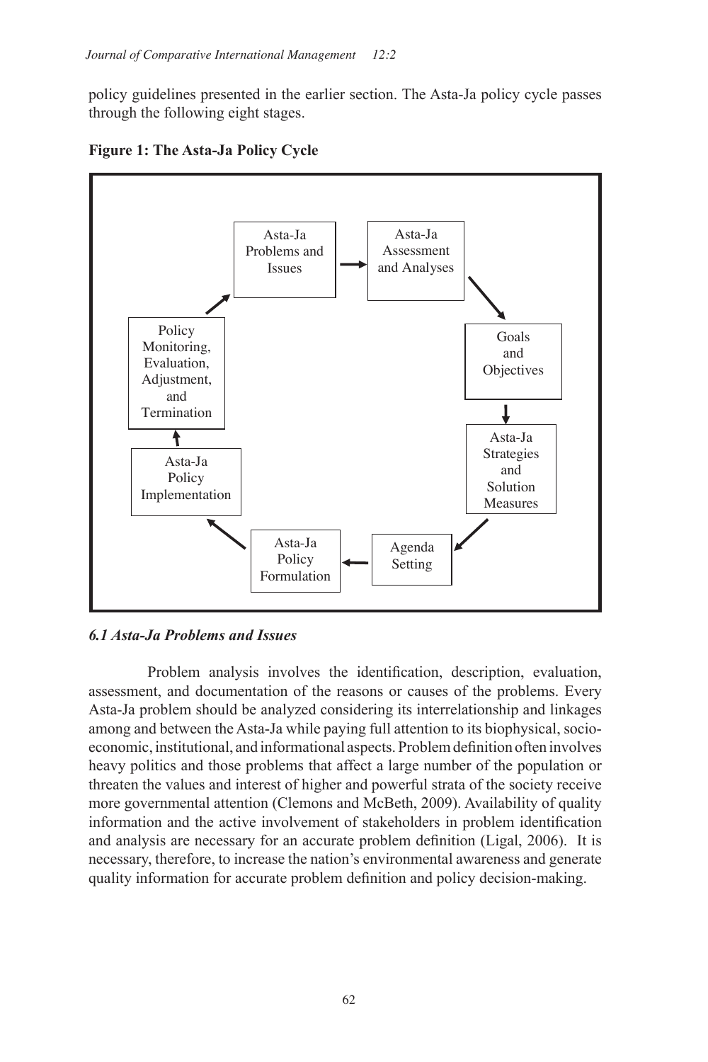policy guidelines presented in the earlier section. The Asta-Ja policy cycle passes through the following eight stages.

**Figure 1: The Asta-Ja Policy Cycle**

Asta-Ja Problems and Issues → Asta-Ja Assessment and Analyses → Goals and Objectives → Asta-Ja Strategies and Solution Measures → Agenda Setting → Asta-Ja Policy Formulation → Asta-Ja Policy Implementation → Policy Monitoring, Evaluation, Adjustment, and Termination → Asta-Ja Problems and Issues

### *6.1 Asta-Ja Problems and Issues*

Problem analysis involves the identification, description, evaluation, assessment, and documentation of the reasons or causes of the problems. Every Asta-Ja problem should be analyzed considering its interrelationship and linkages among and between the Asta-Ja while paying full attention to its biophysical, socio-economic, institutional, and informational aspects. Problem definition often involves heavy politics and those problems that affect a large number of the population or threaten the values and interest of higher and powerful strata of the society receive more governmental attention (Clemons and McBeth, 2009). Availability of quality information and the active involvement of stakeholders in problem identification and analysis are necessary for an accurate problem definition (Ligal, 2006). It is necessary, therefore, to increase the nation's environmental awareness and generate quality information for accurate problem definition and policy decision-making.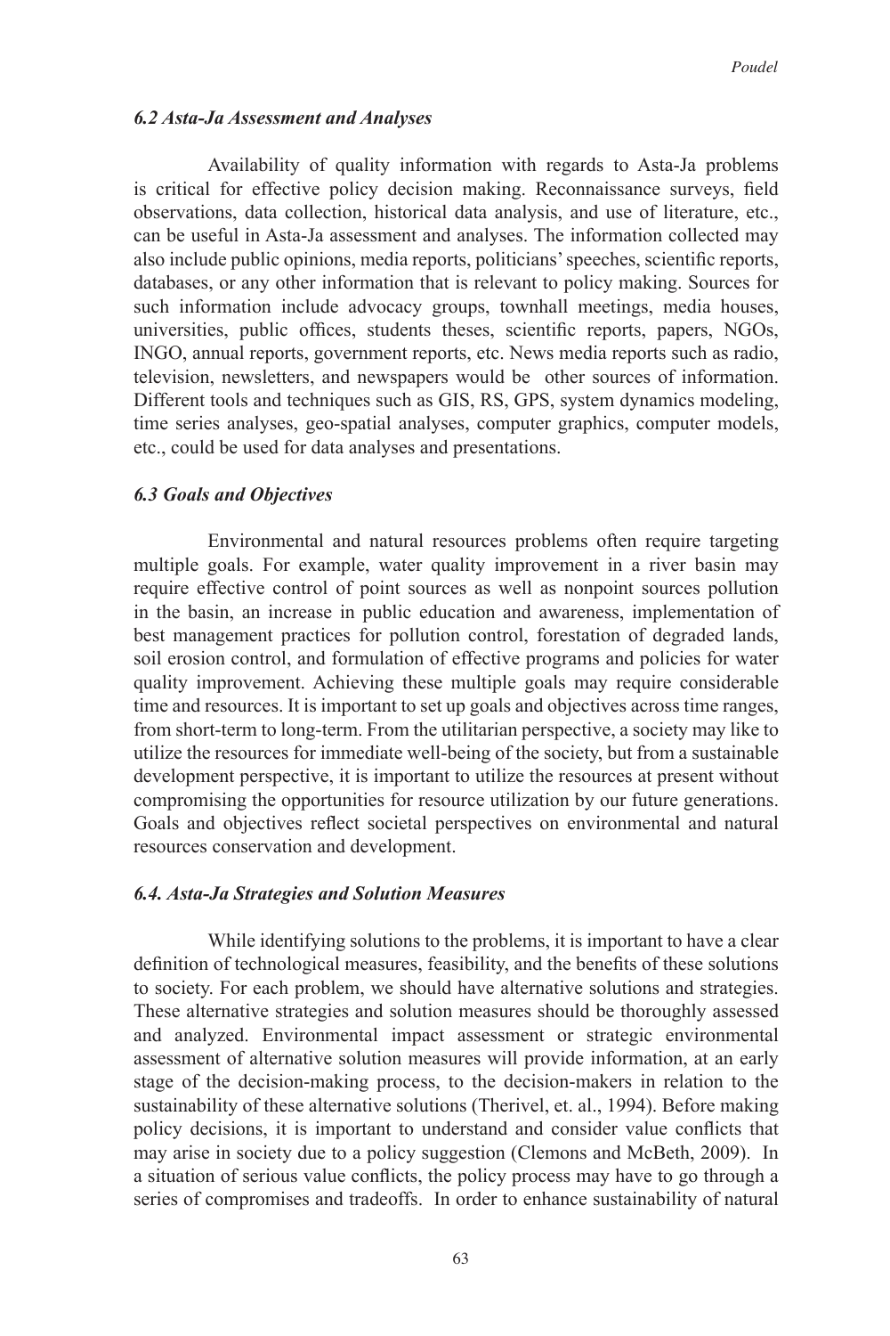### *6.2 Asta-Ja Assessment and Analyses*

Availability of quality information with regards to Asta-Ja problems is critical for effective policy decision making. Reconnaissance surveys, field observations, data collection, historical data analysis, and use of literature, etc., can be useful in Asta-Ja assessment and analyses. The information collected may also include public opinions, media reports, politicians' speeches, scientific reports, databases, or any other information that is relevant to policy making. Sources for such information include advocacy groups, townhall meetings, media houses, universities, public offices, students theses, scientific reports, papers, NGOs, INGO, annual reports, government reports, etc. News media reports such as radio, television, newsletters, and newspapers would be other sources of information. Different tools and techniques such as GIS, RS, GPS, system dynamics modeling, time series analyses, geo-spatial analyses, computer graphics, computer models, etc., could be used for data analyses and presentations.

### *6.3 Goals and Objectives*

Environmental and natural resources problems often require targeting multiple goals. For example, water quality improvement in a river basin may require effective control of point sources as well as nonpoint sources pollution in the basin, an increase in public education and awareness, implementation of best management practices for pollution control, forestation of degraded lands, soil erosion control, and formulation of effective programs and policies for water quality improvement. Achieving these multiple goals may require considerable time and resources. It is important to set up goals and objectives across time ranges, from short-term to long-term. From the utilitarian perspective, a society may like to utilize the resources for immediate well-being of the society, but from a sustainable development perspective, it is important to utilize the resources at present without compromising the opportunities for resource utilization by our future generations. Goals and objectives reflect societal perspectives on environmental and natural resources conservation and development.

### *6.4. Asta-Ja Strategies and Solution Measures*

While identifying solutions to the problems, it is important to have a clear definition of technological measures, feasibility, and the benefits of these solutions to society. For each problem, we should have alternative solutions and strategies. These alternative strategies and solution measures should be thoroughly assessed and analyzed. Environmental impact assessment or strategic environmental assessment of alternative solution measures will provide information, at an early stage of the decision-making process, to the decision-makers in relation to the sustainability of these alternative solutions (Therivel, et. al., 1994). Before making policy decisions, it is important to understand and consider value conflicts that may arise in society due to a policy suggestion (Clemons and McBeth, 2009). In a situation of serious value conflicts, the policy process may have to go through a series of compromises and tradeoffs. In order to enhance sustainability of natural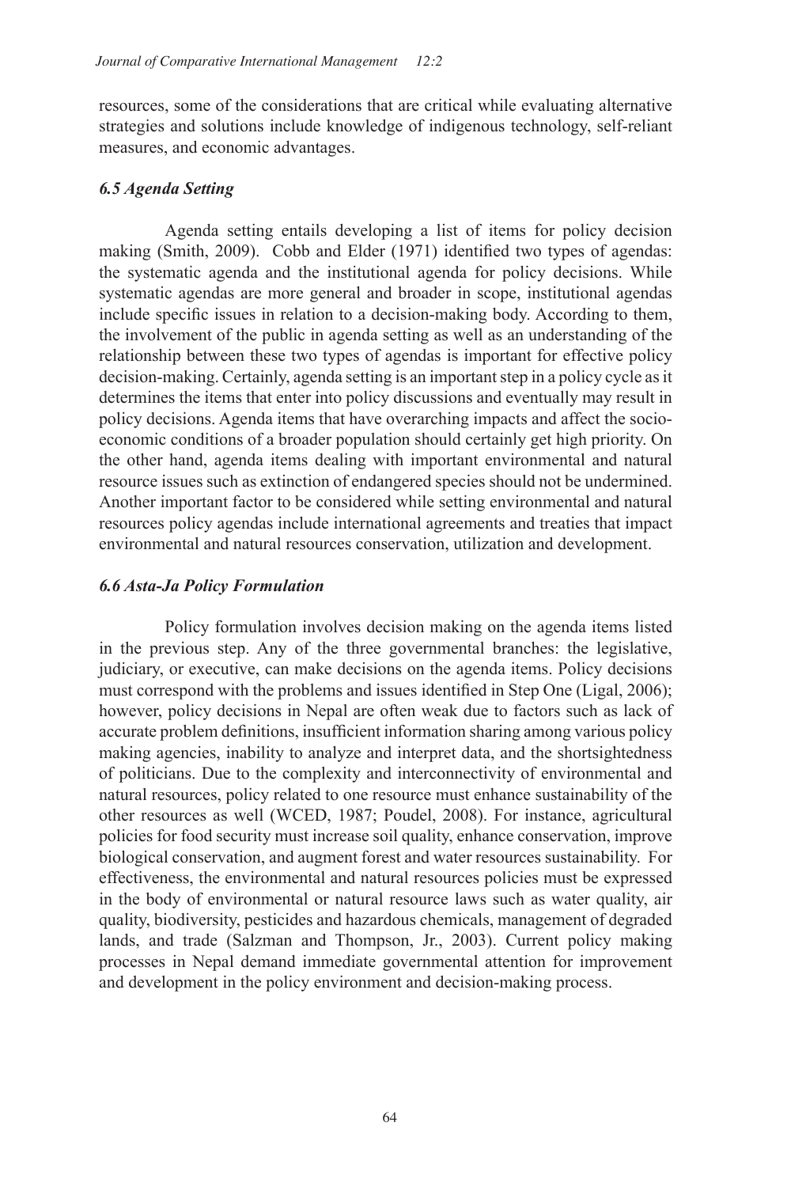resources, some of the considerations that are critical while evaluating alternative strategies and solutions include knowledge of indigenous technology, self-reliant measures, and economic advantages.

### *6.5 Agenda Setting*

Agenda setting entails developing a list of items for policy decision making (Smith, 2009). Cobb and Elder (1971) identified two types of agendas: the systematic agenda and the institutional agenda for policy decisions. While systematic agendas are more general and broader in scope, institutional agendas include specific issues in relation to a decision-making body. According to them, the involvement of the public in agenda setting as well as an understanding of the relationship between these two types of agendas is important for effective policy decision-making. Certainly, agenda setting is an important step in a policy cycle as it determines the items that enter into policy discussions and eventually may result in policy decisions. Agenda items that have overarching impacts and affect the socio-economic conditions of a broader population should certainly get high priority. On the other hand, agenda items dealing with important environmental and natural resource issues such as extinction of endangered species should not be undermined. Another important factor to be considered while setting environmental and natural resources policy agendas include international agreements and treaties that impact environmental and natural resources conservation, utilization and development.

### *6.6 Asta-Ja Policy Formulation*

Policy formulation involves decision making on the agenda items listed in the previous step. Any of the three governmental branches: the legislative, judiciary, or executive, can make decisions on the agenda items. Policy decisions must correspond with the problems and issues identified in Step One (Ligal, 2006); however, policy decisions in Nepal are often weak due to factors such as lack of accurate problem definitions, insufficient information sharing among various policy making agencies, inability to analyze and interpret data, and the shortsightedness of politicians. Due to the complexity and interconnectivity of environmental and natural resources, policy related to one resource must enhance sustainability of the other resources as well (WCED, 1987; Poudel, 2008). For instance, agricultural policies for food security must increase soil quality, enhance conservation, improve biological conservation, and augment forest and water resources sustainability. For effectiveness, the environmental and natural resources policies must be expressed in the body of environmental or natural resource laws such as water quality, air quality, biodiversity, pesticides and hazardous chemicals, management of degraded lands, and trade (Salzman and Thompson, Jr., 2003). Current policy making processes in Nepal demand immediate governmental attention for improvement and development in the policy environment and decision-making process.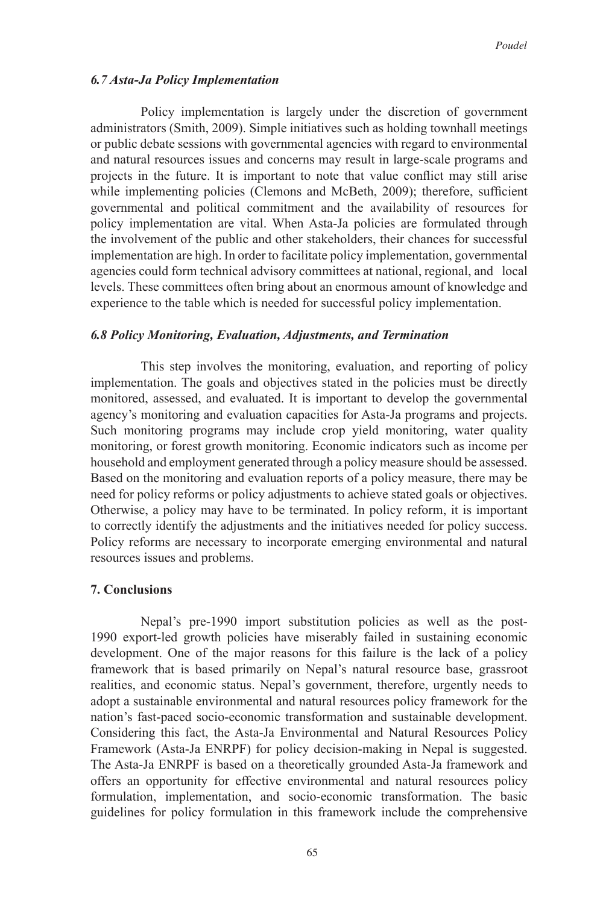### *6.7 Asta-Ja Policy Implementation*

Policy implementation is largely under the discretion of government administrators (Smith, 2009). Simple initiatives such as holding townhall meetings or public debate sessions with governmental agencies with regard to environmental and natural resources issues and concerns may result in large-scale programs and projects in the future. It is important to note that value conflict may still arise while implementing policies (Clemons and McBeth, 2009); therefore, sufficient governmental and political commitment and the availability of resources for policy implementation are vital. When Asta-Ja policies are formulated through the involvement of the public and other stakeholders, their chances for successful implementation are high. In order to facilitate policy implementation, governmental agencies could form technical advisory committees at national, regional, and local levels. These committees often bring about an enormous amount of knowledge and experience to the table which is needed for successful policy implementation.

### *6.8 Policy Monitoring, Evaluation, Adjustments, and Termination*

This step involves the monitoring, evaluation, and reporting of policy implementation. The goals and objectives stated in the policies must be directly monitored, assessed, and evaluated. It is important to develop the governmental agency's monitoring and evaluation capacities for Asta-Ja programs and projects. Such monitoring programs may include crop yield monitoring, water quality monitoring, or forest growth monitoring. Economic indicators such as income per household and employment generated through a policy measure should be assessed. Based on the monitoring and evaluation reports of a policy measure, there may be need for policy reforms or policy adjustments to achieve stated goals or objectives. Otherwise, a policy may have to be terminated. In policy reform, it is important to correctly identify the adjustments and the initiatives needed for policy success. Policy reforms are necessary to incorporate emerging environmental and natural resources issues and problems.

## 7. Conclusions

Nepal's pre-1990 import substitution policies as well as the post-1990 export-led growth policies have miserably failed in sustaining economic development. One of the major reasons for this failure is the lack of a policy framework that is based primarily on Nepal's natural resource base, grassroot realities, and economic status. Nepal's government, therefore, urgently needs to adopt a sustainable environmental and natural resources policy framework for the nation's fast-paced socio-economic transformation and sustainable development. Considering this fact, the Asta-Ja Environmental and Natural Resources Policy Framework (Asta-Ja ENRPF) for policy decision-making in Nepal is suggested. The Asta-Ja ENRPF is based on a theoretically grounded Asta-Ja framework and offers an opportunity for effective environmental and natural resources policy formulation, implementation, and socio-economic transformation. The basic guidelines for policy formulation in this framework include the comprehensive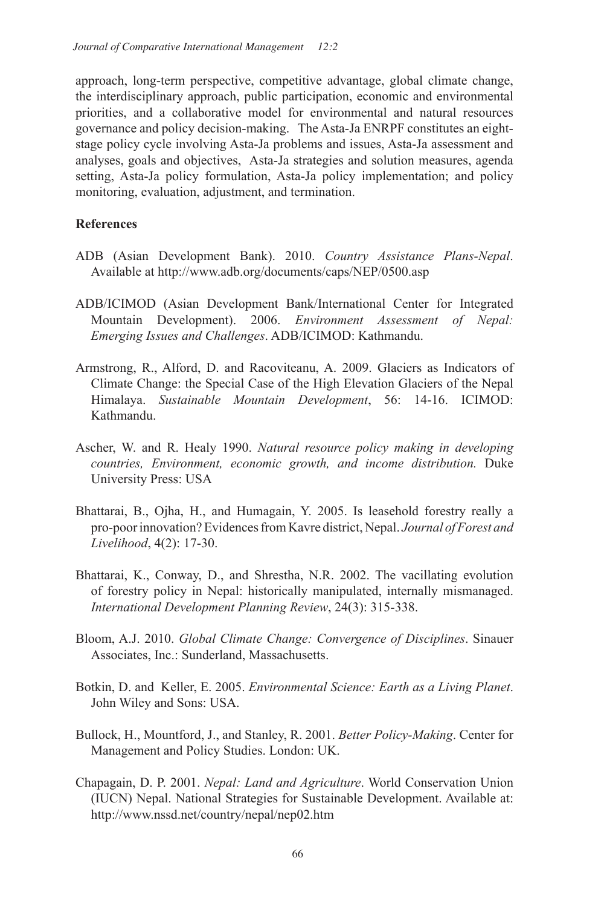approach, long-term perspective, competitive advantage, global climate change, the interdisciplinary approach, public participation, economic and environmental priorities, and a collaborative model for environmental and natural resources governance and policy decision-making. The Asta-Ja ENRPF constitutes an eight-stage policy cycle involving Asta-Ja problems and issues, Asta-Ja assessment and analyses, goals and objectives, Asta-Ja strategies and solution measures, agenda setting, Asta-Ja policy formulation, Asta-Ja policy implementation; and policy monitoring, evaluation, adjustment, and termination.

**References**

ADB (Asian Development Bank). 2010. *Country Assistance Plans-Nepal*. Available at http://www.adb.org/documents/caps/NEP/0500.asp

ADB/ICIMOD (Asian Development Bank/International Center for Integrated Mountain Development). 2006. *Environment Assessment of Nepal: Emerging Issues and Challenges*. ADB/ICIMOD: Kathmandu.

Armstrong, R., Alford, D. and Racoviteanu, A. 2009. Glaciers as Indicators of Climate Change: the Special Case of the High Elevation Glaciers of the Nepal Himalaya. *Sustainable Mountain Development*, 56: 14-16. ICIMOD: Kathmandu.

Ascher, W. and R. Healy 1990. *Natural resource policy making in developing countries, Environment, economic growth, and income distribution.* Duke University Press: USA

Bhattarai, B., Ojha, H., and Humagain, Y. 2005. Is leasehold forestry really a pro-poor innovation? Evidences from Kavre district, Nepal. *Journal of Forest and Livelihood*, 4(2): 17-30.

Bhattarai, K., Conway, D., and Shrestha, N.R. 2002. The vacillating evolution of forestry policy in Nepal: historically manipulated, internally mismanaged. *International Development Planning Review*, 24(3): 315-338.

Bloom, A.J. 2010. *Global Climate Change: Convergence of Disciplines*. Sinauer Associates, Inc.: Sunderland, Massachusetts.

Botkin, D. and Keller, E. 2005. *Environmental Science: Earth as a Living Planet*. John Wiley and Sons: USA.

Bullock, H., Mountford, J., and Stanley, R. 2001. *Better Policy-Making*. Center for Management and Policy Studies. London: UK.

Chapagain, D. P. 2001. *Nepal: Land and Agriculture*. World Conservation Union (IUCN) Nepal. National Strategies for Sustainable Development. Available at: http://www.nssd.net/country/nepal/nep02.htm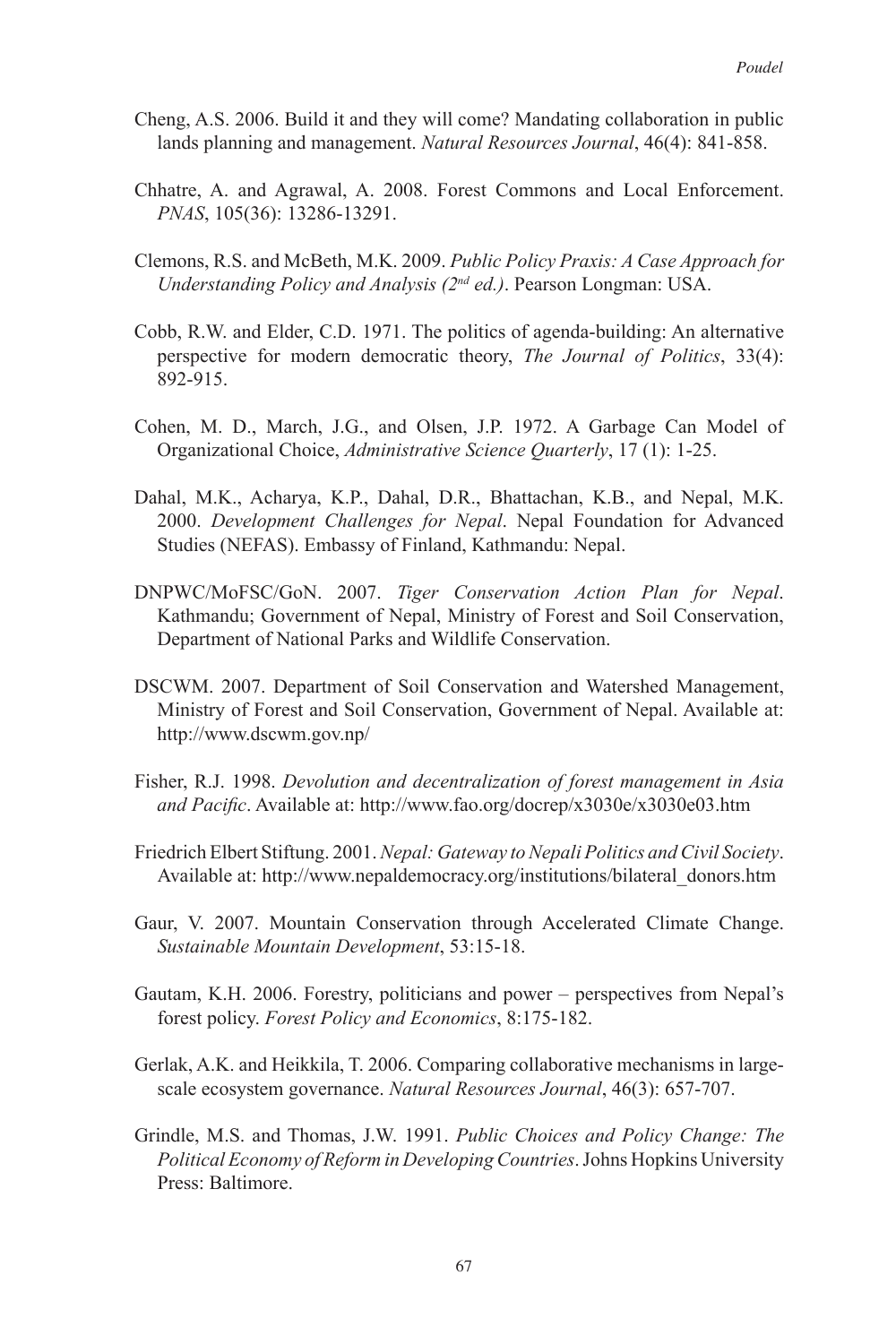Cheng, A.S. 2006. Build it and they will come? Mandating collaboration in public lands planning and management. *Natural Resources Journal*, 46(4): 841-858.

Chhatre, A. and Agrawal, A. 2008. Forest Commons and Local Enforcement. *PNAS*, 105(36): 13286-13291.

Clemons, R.S. and McBeth, M.K. 2009. *Public Policy Praxis: A Case Approach for Understanding Policy and Analysis (2nd ed.)*. Pearson Longman: USA.

Cobb, R.W. and Elder, C.D. 1971. The politics of agenda-building: An alternative perspective for modern democratic theory, *The Journal of Politics*, 33(4): 892-915.

Cohen, M. D., March, J.G., and Olsen, J.P. 1972. A Garbage Can Model of Organizational Choice, *Administrative Science Quarterly*, 17 (1): 1-25.

Dahal, M.K., Acharya, K.P., Dahal, D.R., Bhattachan, K.B., and Nepal, M.K. 2000. *Development Challenges for Nepal*. Nepal Foundation for Advanced Studies (NEFAS). Embassy of Finland, Kathmandu: Nepal.

DNPWC/MoFSC/GoN. 2007. *Tiger Conservation Action Plan for Nepal*. Kathmandu; Government of Nepal, Ministry of Forest and Soil Conservation, Department of National Parks and Wildlife Conservation.

DSCWM. 2007. Department of Soil Conservation and Watershed Management, Ministry of Forest and Soil Conservation, Government of Nepal. Available at: http://www.dscwm.gov.np/

Fisher, R.J. 1998. *Devolution and decentralization of forest management in Asia and Pacific*. Available at: http://www.fao.org/docrep/x3030e/x3030e03.htm

Friedrich Elbert Stiftung. 2001. *Nepal: Gateway to Nepali Politics and Civil Society*. Available at: http://www.nepaldemocracy.org/institutions/bilateral_donors.htm

Gaur, V. 2007. Mountain Conservation through Accelerated Climate Change. *Sustainable Mountain Development*, 53:15-18.

Gautam, K.H. 2006. Forestry, politicians and power – perspectives from Nepal's forest policy. *Forest Policy and Economics*, 8:175-182.

Gerlak, A.K. and Heikkila, T. 2006. Comparing collaborative mechanisms in large-scale ecosystem governance. *Natural Resources Journal*, 46(3): 657-707.

Grindle, M.S. and Thomas, J.W. 1991. *Public Choices and Policy Change: The Political Economy of Reform in Developing Countries*. Johns Hopkins University Press: Baltimore.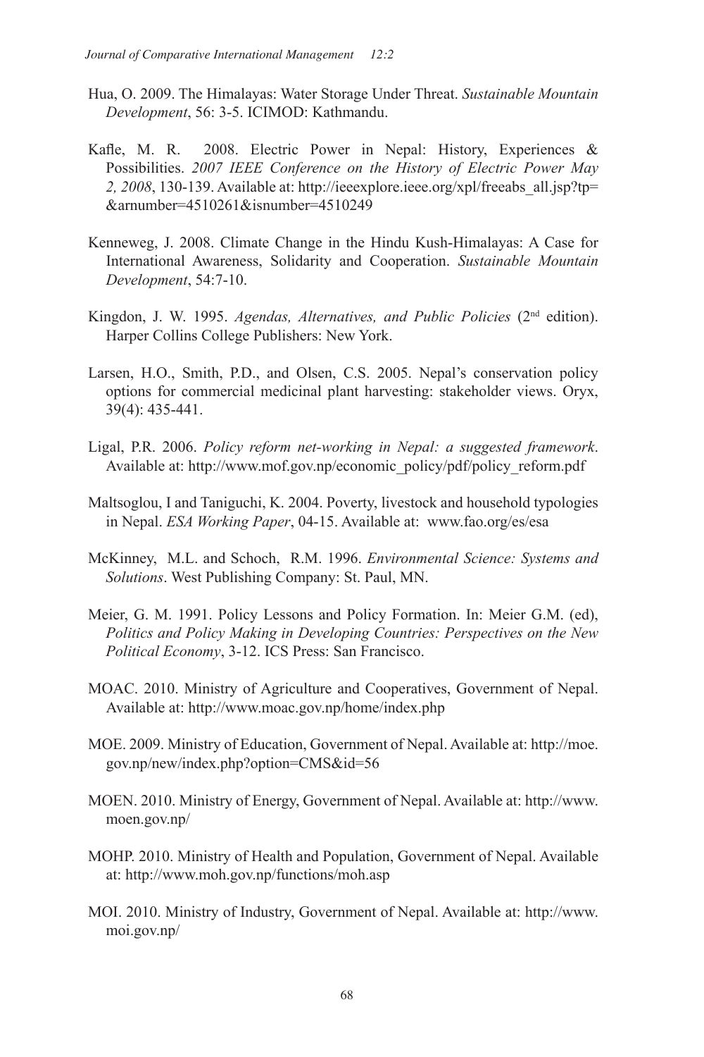Hua, O. 2009. The Himalayas: Water Storage Under Threat. *Sustainable Mountain Development*, 56: 3-5. ICIMOD: Kathmandu.

Kafle, M. R. 2008. Electric Power in Nepal: History, Experiences & Possibilities. *2007 IEEE Conference on the History of Electric Power May 2, 2008*, 130-139. Available at: http://ieeexplore.ieee.org/xpl/freeabs_all.jsp?tp=&arnumber=4510261&isnumber=4510249

Kenneweg, J. 2008. Climate Change in the Hindu Kush-Himalayas: A Case for International Awareness, Solidarity and Cooperation. *Sustainable Mountain Development*, 54:7-10.

Kingdon, J. W. 1995. *Agendas, Alternatives, and Public Policies* (2nd edition). Harper Collins College Publishers: New York.

Larsen, H.O., Smith, P.D., and Olsen, C.S. 2005. Nepal's conservation policy options for commercial medicinal plant harvesting: stakeholder views. Oryx, 39(4): 435-441.

Ligal, P.R. 2006. *Policy reform net-working in Nepal: a suggested framework*. Available at: http://www.mof.gov.np/economic_policy/pdf/policy_reform.pdf

Maltsoglou, I and Taniguchi, K. 2004. Poverty, livestock and household typologies in Nepal. *ESA Working Paper*, 04-15. Available at: www.fao.org/es/esa

McKinney, M.L. and Schoch, R.M. 1996. *Environmental Science: Systems and Solutions*. West Publishing Company: St. Paul, MN.

Meier, G. M. 1991. Policy Lessons and Policy Formation. In: Meier G.M. (ed), *Politics and Policy Making in Developing Countries: Perspectives on the New Political Economy*, 3-12. ICS Press: San Francisco.

MOAC. 2010. Ministry of Agriculture and Cooperatives, Government of Nepal. Available at: http://www.moac.gov.np/home/index.php

MOE. 2009. Ministry of Education, Government of Nepal. Available at: http://moe.gov.np/new/index.php?option=CMS&id=56

MOEN. 2010. Ministry of Energy, Government of Nepal. Available at: http://www.moen.gov.np/

MOHP. 2010. Ministry of Health and Population, Government of Nepal. Available at: http://www.moh.gov.np/functions/moh.asp

MOI. 2010. Ministry of Industry, Government of Nepal. Available at: http://www.moi.gov.np/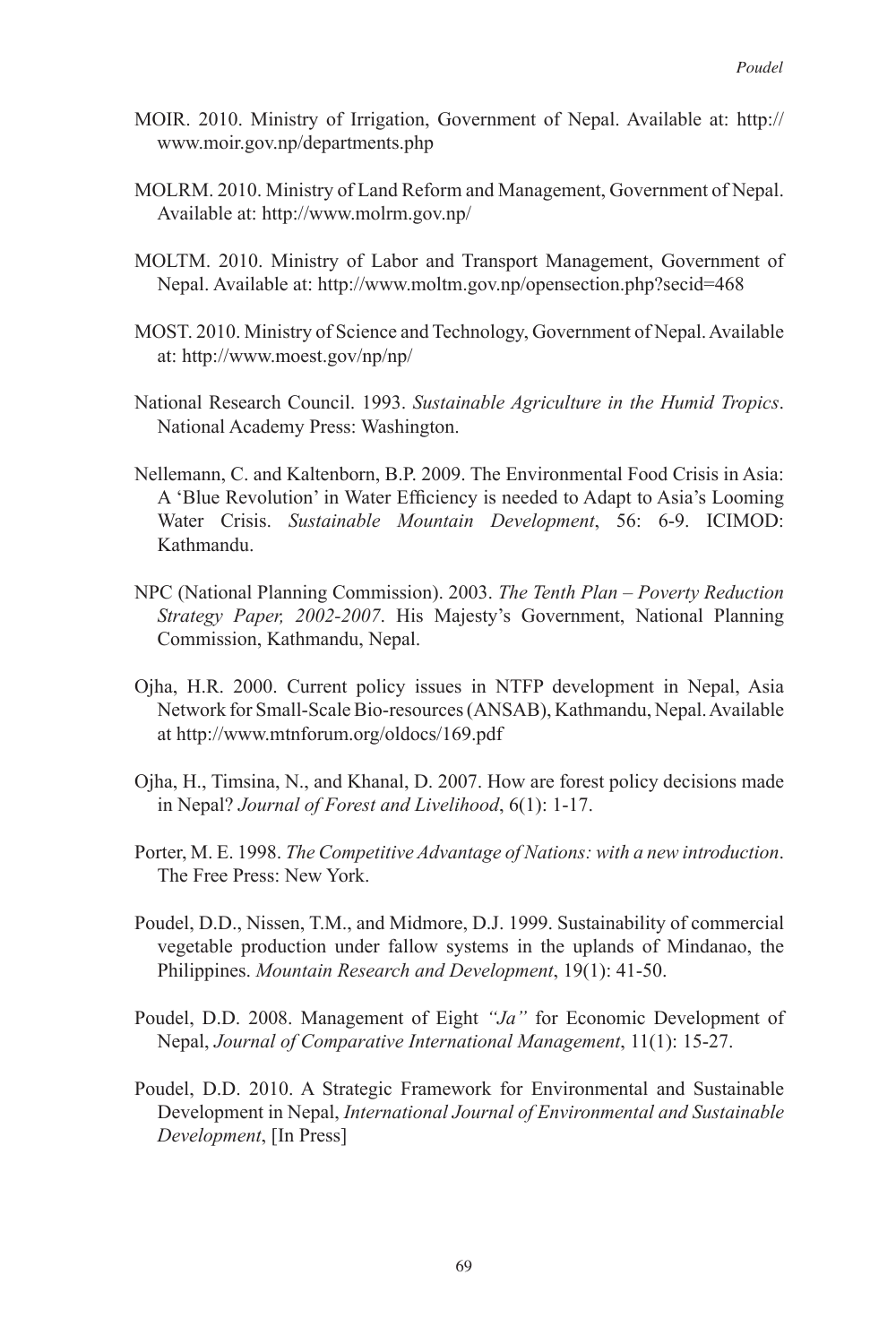MOIR. 2010. Ministry of Irrigation, Government of Nepal. Available at: http://www.moir.gov.np/departments.php

MOLRM. 2010. Ministry of Land Reform and Management, Government of Nepal. Available at: http://www.molrm.gov.np/

MOLTM. 2010. Ministry of Labor and Transport Management, Government of Nepal. Available at: http://www.moltm.gov.np/opensection.php?secid=468

MOST. 2010. Ministry of Science and Technology, Government of Nepal. Available at: http://www.moest.gov/np/np/

National Research Council. 1993. *Sustainable Agriculture in the Humid Tropics*. National Academy Press: Washington.

Nellemann, C. and Kaltenborn, B.P. 2009. The Environmental Food Crisis in Asia: A 'Blue Revolution' in Water Efficiency is needed to Adapt to Asia's Looming Water Crisis. *Sustainable Mountain Development*, 56: 6-9. ICIMOD: Kathmandu.

NPC (National Planning Commission). 2003. *The Tenth Plan – Poverty Reduction Strategy Paper, 2002-2007*. His Majesty's Government, National Planning Commission, Kathmandu, Nepal.

Ojha, H.R. 2000. Current policy issues in NTFP development in Nepal, Asia Network for Small-Scale Bio-resources (ANSAB), Kathmandu, Nepal. Available at http://www.mtnforum.org/oldocs/169.pdf

Ojha, H., Timsina, N., and Khanal, D. 2007. How are forest policy decisions made in Nepal? *Journal of Forest and Livelihood*, 6(1): 1-17.

Porter, M. E. 1998. *The Competitive Advantage of Nations: with a new introduction*. The Free Press: New York.

Poudel, D.D., Nissen, T.M., and Midmore, D.J. 1999. Sustainability of commercial vegetable production under fallow systems in the uplands of Mindanao, the Philippines. *Mountain Research and Development*, 19(1): 41-50.

Poudel, D.D. 2008. Management of Eight *"Ja"* for Economic Development of Nepal, *Journal of Comparative International Management*, 11(1): 15-27.

Poudel, D.D. 2010. A Strategic Framework for Environmental and Sustainable Development in Nepal, *International Journal of Environmental and Sustainable Development*, [In Press]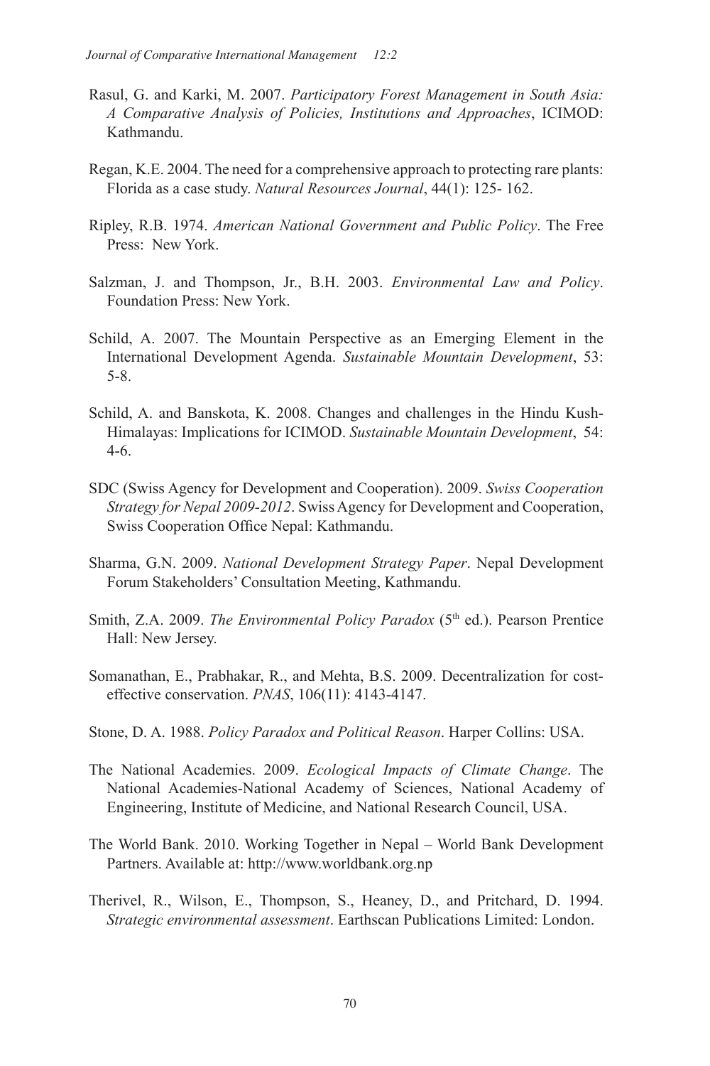Rasul, G. and Karki, M. 2007. *Participatory Forest Management in South Asia: A Comparative Analysis of Policies, Institutions and Approaches*, ICIMOD: Kathmandu.

Regan, K.E. 2004. The need for a comprehensive approach to protecting rare plants: Florida as a case study. *Natural Resources Journal*, 44(1): 125- 162.

Ripley, R.B. 1974. *American National Government and Public Policy*. The Free Press: New York.

Salzman, J. and Thompson, Jr., B.H. 2003. *Environmental Law and Policy*. Foundation Press: New York.

Schild, A. 2007. The Mountain Perspective as an Emerging Element in the International Development Agenda. *Sustainable Mountain Development*, 53: 5-8.

Schild, A. and Banskota, K. 2008. Changes and challenges in the Hindu Kush-Himalayas: Implications for ICIMOD. *Sustainable Mountain Development*, 54: 4-6.

SDC (Swiss Agency for Development and Cooperation). 2009. *Swiss Cooperation Strategy for Nepal 2009-2012*. Swiss Agency for Development and Cooperation, Swiss Cooperation Office Nepal: Kathmandu.

Sharma, G.N. 2009. *National Development Strategy Paper*. Nepal Development Forum Stakeholders' Consultation Meeting, Kathmandu.

Smith, Z.A. 2009. *The Environmental Policy Paradox* (5th ed.). Pearson Prentice Hall: New Jersey.

Somanathan, E., Prabhakar, R., and Mehta, B.S. 2009. Decentralization for cost-effective conservation. *PNAS*, 106(11): 4143-4147.

Stone, D. A. 1988. *Policy Paradox and Political Reason*. Harper Collins: USA.

The National Academies. 2009. *Ecological Impacts of Climate Change*. The National Academies-National Academy of Sciences, National Academy of Engineering, Institute of Medicine, and National Research Council, USA.

The World Bank. 2010. Working Together in Nepal – World Bank Development Partners. Available at: http://www.worldbank.org.np

Therivel, R., Wilson, E., Thompson, S., Heaney, D., and Pritchard, D. 1994. *Strategic environmental assessment*. Earthscan Publications Limited: London.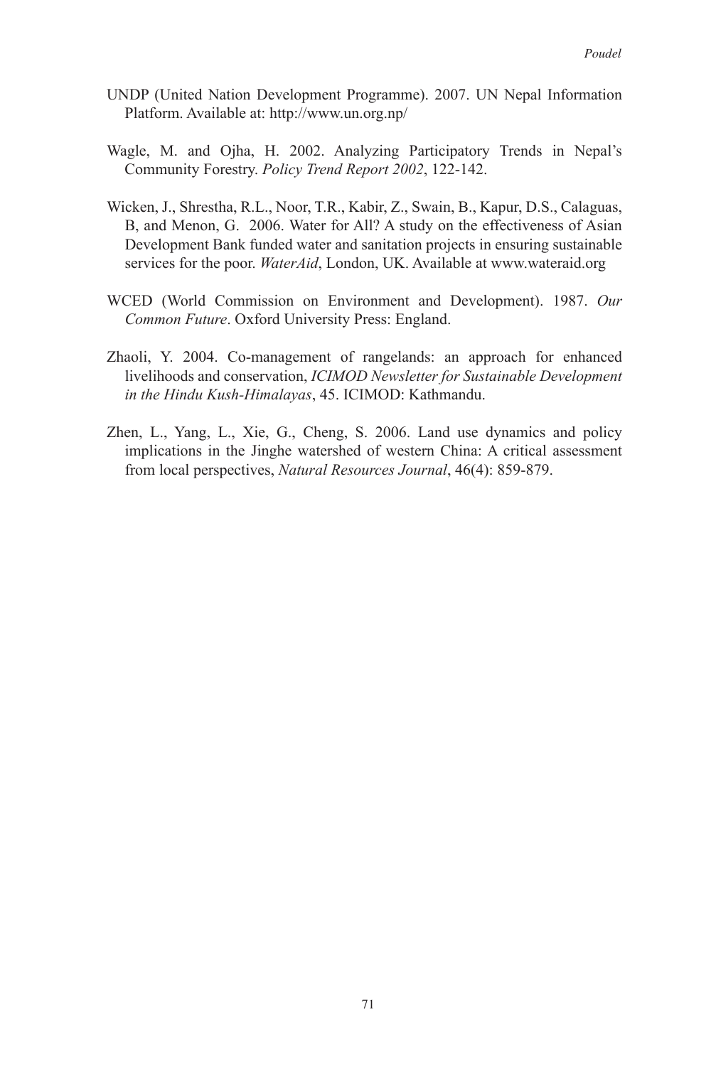UNDP (United Nation Development Programme). 2007. UN Nepal Information Platform. Available at: http://www.un.org.np/

Wagle, M. and Ojha, H. 2002. Analyzing Participatory Trends in Nepal's Community Forestry. *Policy Trend Report 2002*, 122-142.

Wicken, J., Shrestha, R.L., Noor, T.R., Kabir, Z., Swain, B., Kapur, D.S., Calaguas, B, and Menon, G. 2006. Water for All? A study on the effectiveness of Asian Development Bank funded water and sanitation projects in ensuring sustainable services for the poor. *WaterAid*, London, UK. Available at www.wateraid.org

WCED (World Commission on Environment and Development). 1987. *Our Common Future*. Oxford University Press: England.

Zhaoli, Y. 2004. Co-management of rangelands: an approach for enhanced livelihoods and conservation, *ICIMOD Newsletter for Sustainable Development in the Hindu Kush-Himalayas*, 45. ICIMOD: Kathmandu.

Zhen, L., Yang, L., Xie, G., Cheng, S. 2006. Land use dynamics and policy implications in the Jinghe watershed of western China: A critical assessment from local perspectives, *Natural Resources Journal*, 46(4): 859-879.